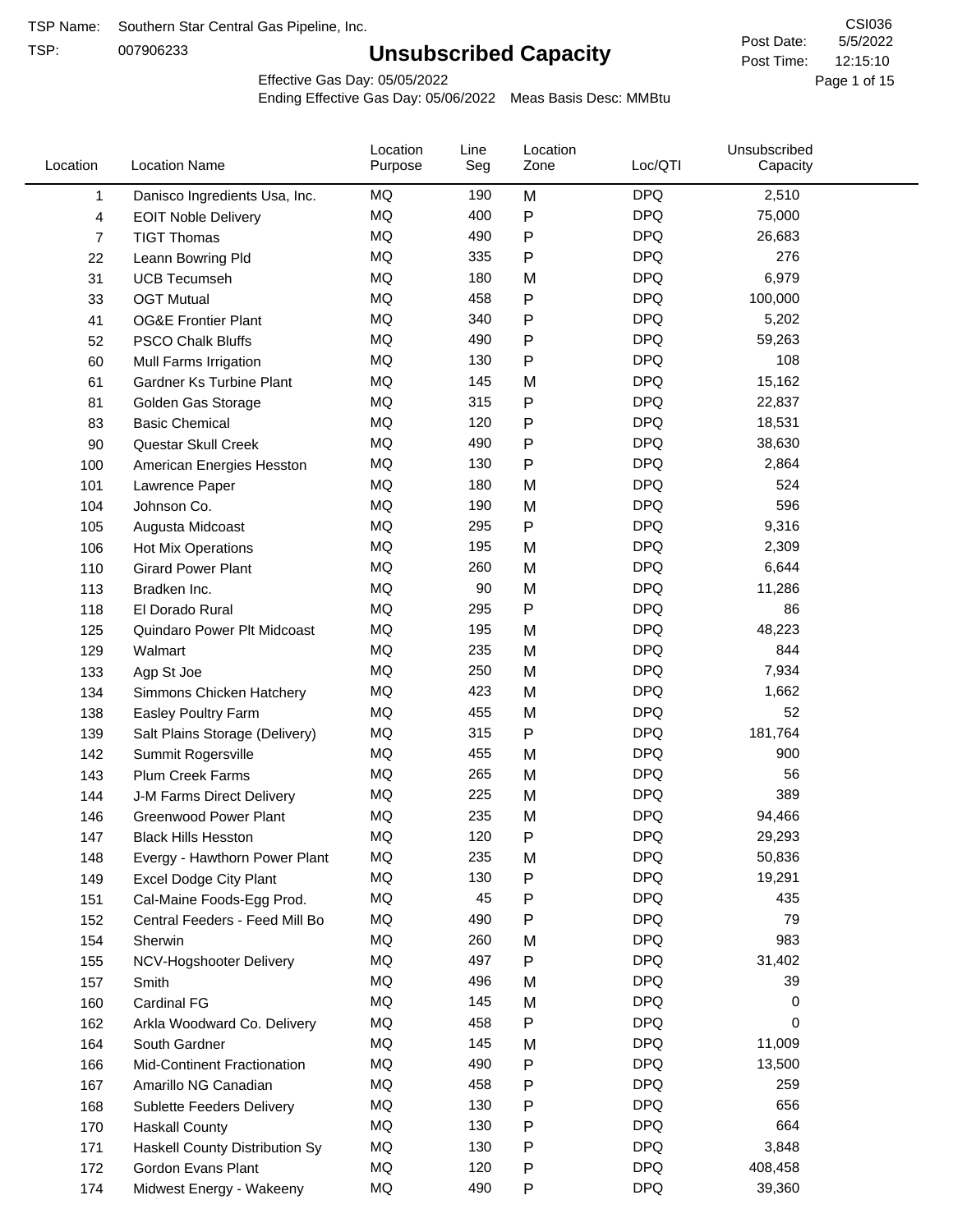TSP Name: Southern Star Central Gas Pipeline, Inc.

TSP: 007906233

# Unsubscribed Capacity

CSI036

Post Date: 5/5/2022

Post Time: 12:15:10

Effective Gas Day: 05/05/2022

Ending Effective Gas Day: 05/06/2022 Meas Basis Desc: MMBtu

| Location | Location Name | Location Purpose | Line Seg | Location Zone | Loc/QTI | Unsubscribed Capacity |
|---|---|---|---|---|---|---|
| 1 | Danisco Ingredients Usa, Inc. | MQ | 190 | M | DPQ | 2,510 |
| 4 | EOIT Noble Delivery | MQ | 400 | P | DPQ | 75,000 |
| 7 | TIGT Thomas | MQ | 490 | P | DPQ | 26,683 |
| 22 | Leann Bowring Pld | MQ | 335 | P | DPQ | 276 |
| 31 | UCB Tecumseh | MQ | 180 | M | DPQ | 6,979 |
| 33 | OGT Mutual | MQ | 458 | P | DPQ | 100,000 |
| 41 | OG&E Frontier Plant | MQ | 340 | P | DPQ | 5,202 |
| 52 | PSCO Chalk Bluffs | MQ | 490 | P | DPQ | 59,263 |
| 60 | Mull Farms Irrigation | MQ | 130 | P | DPQ | 108 |
| 61 | Gardner Ks Turbine Plant | MQ | 145 | M | DPQ | 15,162 |
| 81 | Golden Gas Storage | MQ | 315 | P | DPQ | 22,837 |
| 83 | Basic Chemical | MQ | 120 | P | DPQ | 18,531 |
| 90 | Questar Skull Creek | MQ | 490 | P | DPQ | 38,630 |
| 100 | American Energies Hesston | MQ | 130 | P | DPQ | 2,864 |
| 101 | Lawrence Paper | MQ | 180 | M | DPQ | 524 |
| 104 | Johnson Co. | MQ | 190 | M | DPQ | 596 |
| 105 | Augusta Midcoast | MQ | 295 | P | DPQ | 9,316 |
| 106 | Hot Mix Operations | MQ | 195 | M | DPQ | 2,309 |
| 110 | Girard Power Plant | MQ | 260 | M | DPQ | 6,644 |
| 113 | Bradken Inc. | MQ | 90 | M | DPQ | 11,286 |
| 118 | El Dorado Rural | MQ | 295 | P | DPQ | 86 |
| 125 | Quindaro Power Plt Midcoast | MQ | 195 | M | DPQ | 48,223 |
| 129 | Walmart | MQ | 235 | M | DPQ | 844 |
| 133 | Agp St Joe | MQ | 250 | M | DPQ | 7,934 |
| 134 | Simmons Chicken Hatchery | MQ | 423 | M | DPQ | 1,662 |
| 138 | Easley Poultry Farm | MQ | 455 | M | DPQ | 52 |
| 139 | Salt Plains Storage (Delivery) | MQ | 315 | P | DPQ | 181,764 |
| 142 | Summit Rogersville | MQ | 455 | M | DPQ | 900 |
| 143 | Plum Creek Farms | MQ | 265 | M | DPQ | 56 |
| 144 | J-M Farms Direct Delivery | MQ | 225 | M | DPQ | 389 |
| 146 | Greenwood Power Plant | MQ | 235 | M | DPQ | 94,466 |
| 147 | Black Hills Hesston | MQ | 120 | P | DPQ | 29,293 |
| 148 | Evergy - Hawthorn Power Plant | MQ | 235 | M | DPQ | 50,836 |
| 149 | Excel Dodge City Plant | MQ | 130 | P | DPQ | 19,291 |
| 151 | Cal-Maine Foods-Egg Prod. | MQ | 45 | P | DPQ | 435 |
| 152 | Central Feeders - Feed Mill Bo | MQ | 490 | P | DPQ | 79 |
| 154 | Sherwin | MQ | 260 | M | DPQ | 983 |
| 155 | NCV-Hogshooter Delivery | MQ | 497 | P | DPQ | 31,402 |
| 157 | Smith | MQ | 496 | M | DPQ | 39 |
| 160 | Cardinal FG | MQ | 145 | M | DPQ | 0 |
| 162 | Arkla Woodward Co. Delivery | MQ | 458 | P | DPQ | 0 |
| 164 | South Gardner | MQ | 145 | M | DPQ | 11,009 |
| 166 | Mid-Continent Fractionation | MQ | 490 | P | DPQ | 13,500 |
| 167 | Amarillo NG Canadian | MQ | 458 | P | DPQ | 259 |
| 168 | Sublette Feeders Delivery | MQ | 130 | P | DPQ | 656 |
| 170 | Haskall County | MQ | 130 | P | DPQ | 664 |
| 171 | Haskall County Distribution Sy | MQ | 130 | P | DPQ | 3,848 |
| 172 | Gordon Evans Plant | MQ | 120 | P | DPQ | 408,458 |
| 174 | Midwest Energy - Wakeeny | MQ | 490 | P | DPQ | 39,360 |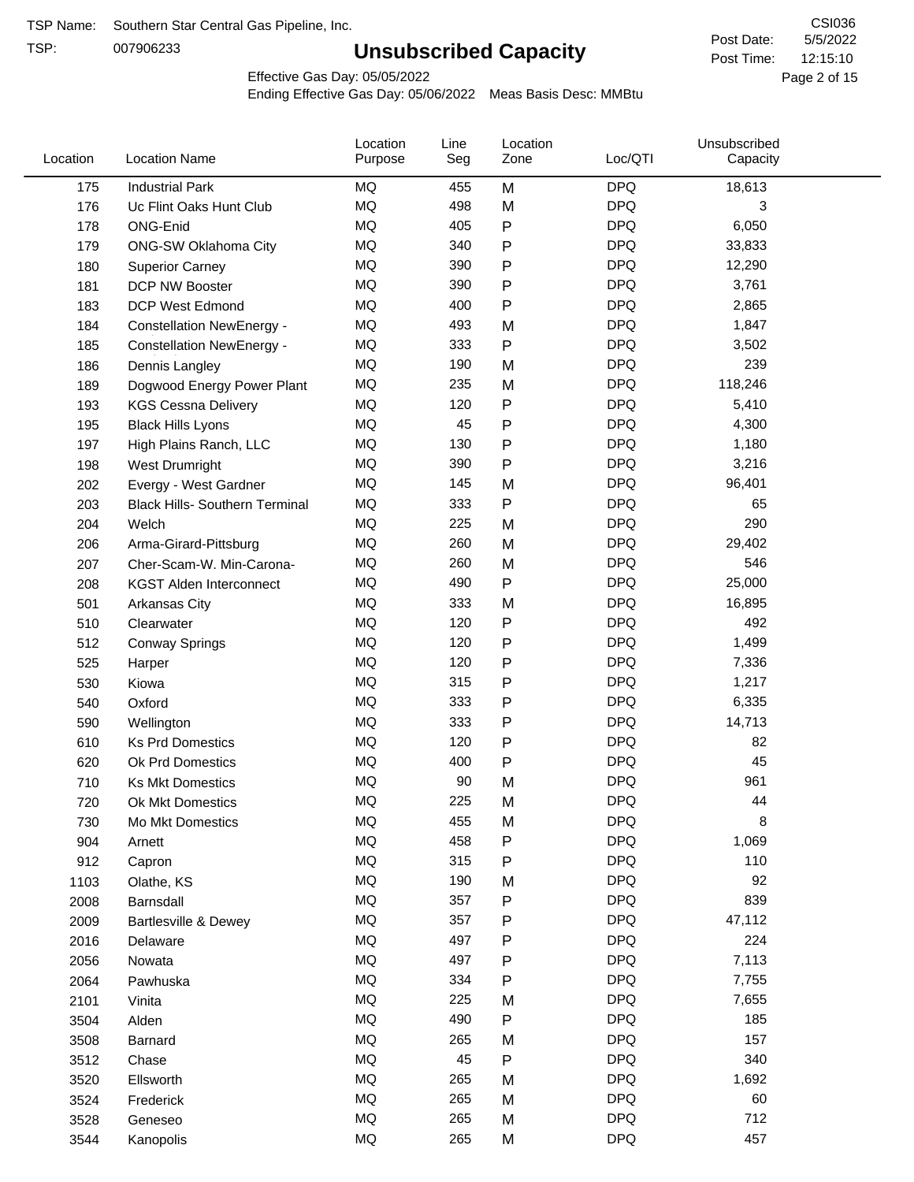TSP Name: Southern Star Central Gas Pipeline, Inc.
TSP: 007906233

# Unsubscribed Capacity

CSI036
Post Date: 5/5/2022
Post Time: 12:15:10

Effective Gas Day: 05/05/2022
Ending Effective Gas Day: 05/06/2022 Meas Basis Desc: MMBtu

| Location | Location Name | Location Purpose | Line Seg | Location Zone | Loc/QTI | Unsubscribed Capacity |
|---|---|---|---|---|---|---|
| 175 | Industrial Park | MQ | 455 | M | DPQ | 18,613 |
| 176 | Uc Flint Oaks Hunt Club | MQ | 498 | M | DPQ | 3 |
| 178 | ONG-Enid | MQ | 405 | P | DPQ | 6,050 |
| 179 | ONG-SW Oklahoma City | MQ | 340 | P | DPQ | 33,833 |
| 180 | Superior Carney | MQ | 390 | P | DPQ | 12,290 |
| 181 | DCP NW Booster | MQ | 390 | P | DPQ | 3,761 |
| 183 | DCP West Edmond | MQ | 400 | P | DPQ | 2,865 |
| 184 | Constellation NewEnergy - | MQ | 493 | M | DPQ | 1,847 |
| 185 | Constellation NewEnergy - | MQ | 333 | P | DPQ | 3,502 |
| 186 | Dennis Langley | MQ | 190 | M | DPQ | 239 |
| 189 | Dogwood Energy Power Plant | MQ | 235 | M | DPQ | 118,246 |
| 193 | KGS Cessna Delivery | MQ | 120 | P | DPQ | 5,410 |
| 195 | Black Hills Lyons | MQ | 45 | P | DPQ | 4,300 |
| 197 | High Plains Ranch, LLC | MQ | 130 | P | DPQ | 1,180 |
| 198 | West Drumright | MQ | 390 | P | DPQ | 3,216 |
| 202 | Evergy - West Gardner | MQ | 145 | M | DPQ | 96,401 |
| 203 | Black Hills- Southern Terminal | MQ | 333 | P | DPQ | 65 |
| 204 | Welch | MQ | 225 | M | DPQ | 290 |
| 206 | Arma-Girard-Pittsburg | MQ | 260 | M | DPQ | 29,402 |
| 207 | Cher-Scam-W. Min-Carona- | MQ | 260 | M | DPQ | 546 |
| 208 | KGST Alden Interconnect | MQ | 490 | P | DPQ | 25,000 |
| 501 | Arkansas City | MQ | 333 | M | DPQ | 16,895 |
| 510 | Clearwater | MQ | 120 | P | DPQ | 492 |
| 512 | Conway Springs | MQ | 120 | P | DPQ | 1,499 |
| 525 | Harper | MQ | 120 | P | DPQ | 7,336 |
| 530 | Kiowa | MQ | 315 | P | DPQ | 1,217 |
| 540 | Oxford | MQ | 333 | P | DPQ | 6,335 |
| 590 | Wellington | MQ | 333 | P | DPQ | 14,713 |
| 610 | Ks Prd Domestics | MQ | 120 | P | DPQ | 82 |
| 620 | Ok Prd Domestics | MQ | 400 | P | DPQ | 45 |
| 710 | Ks Mkt Domestics | MQ | 90 | M | DPQ | 961 |
| 720 | Ok Mkt Domestics | MQ | 225 | M | DPQ | 44 |
| 730 | Mo Mkt Domestics | MQ | 455 | M | DPQ | 8 |
| 904 | Arnett | MQ | 458 | P | DPQ | 1,069 |
| 912 | Capron | MQ | 315 | P | DPQ | 110 |
| 1103 | Olathe, KS | MQ | 190 | M | DPQ | 92 |
| 2008 | Barnsdall | MQ | 357 | P | DPQ | 839 |
| 2009 | Bartlesville & Dewey | MQ | 357 | P | DPQ | 47,112 |
| 2016 | Delaware | MQ | 497 | P | DPQ | 224 |
| 2056 | Nowata | MQ | 497 | P | DPQ | 7,113 |
| 2064 | Pawhuska | MQ | 334 | P | DPQ | 7,755 |
| 2101 | Vinita | MQ | 225 | M | DPQ | 7,655 |
| 3504 | Alden | MQ | 490 | P | DPQ | 185 |
| 3508 | Barnard | MQ | 265 | M | DPQ | 157 |
| 3512 | Chase | MQ | 45 | P | DPQ | 340 |
| 3520 | Ellsworth | MQ | 265 | M | DPQ | 1,692 |
| 3524 | Frederick | MQ | 265 | M | DPQ | 60 |
| 3528 | Geneseo | MQ | 265 | M | DPQ | 712 |
| 3544 | Kanopolis | MQ | 265 | M | DPQ | 457 |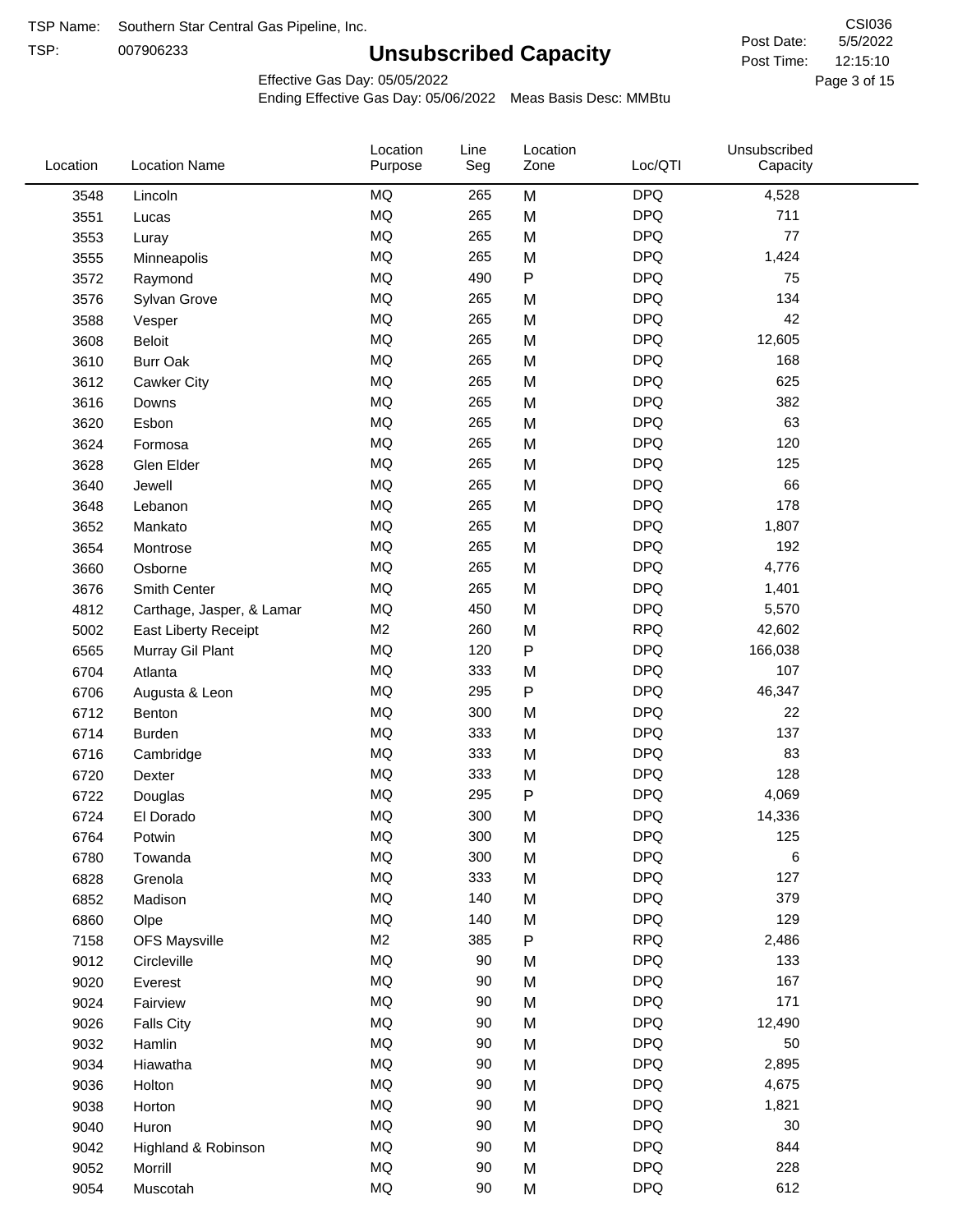TSP Name: Southern Star Central Gas Pipeline, Inc.
TSP: 007906233

# Unsubscribed Capacity

CSI036
Post Date: 5/5/2022
Post Time: 12:15:10

Effective Gas Day: 05/05/2022
Ending Effective Gas Day: 05/06/2022 Meas Basis Desc: MMBtu

| Location | Location Name | Location Purpose | Line Seg | Location Zone | Loc/QTI | Unsubscribed Capacity |
|---|---|---|---|---|---|---|
| 3548 | Lincoln | MQ | 265 | M | DPQ | 4,528 |
| 3551 | Lucas | MQ | 265 | M | DPQ | 711 |
| 3553 | Luray | MQ | 265 | M | DPQ | 77 |
| 3555 | Minneapolis | MQ | 265 | M | DPQ | 1,424 |
| 3572 | Raymond | MQ | 490 | P | DPQ | 75 |
| 3576 | Sylvan Grove | MQ | 265 | M | DPQ | 134 |
| 3588 | Vesper | MQ | 265 | M | DPQ | 42 |
| 3608 | Beloit | MQ | 265 | M | DPQ | 12,605 |
| 3610 | Burr Oak | MQ | 265 | M | DPQ | 168 |
| 3612 | Cawker City | MQ | 265 | M | DPQ | 625 |
| 3616 | Downs | MQ | 265 | M | DPQ | 382 |
| 3620 | Esbon | MQ | 265 | M | DPQ | 63 |
| 3624 | Formosa | MQ | 265 | M | DPQ | 120 |
| 3628 | Glen Elder | MQ | 265 | M | DPQ | 125 |
| 3640 | Jewell | MQ | 265 | M | DPQ | 66 |
| 3648 | Lebanon | MQ | 265 | M | DPQ | 178 |
| 3652 | Mankato | MQ | 265 | M | DPQ | 1,807 |
| 3654 | Montrose | MQ | 265 | M | DPQ | 192 |
| 3660 | Osborne | MQ | 265 | M | DPQ | 4,776 |
| 3676 | Smith Center | MQ | 265 | M | DPQ | 1,401 |
| 4812 | Carthage, Jasper, & Lamar | MQ | 450 | M | DPQ | 5,570 |
| 5002 | East Liberty Receipt | M2 | 260 | M | RPQ | 42,602 |
| 6565 | Murray Gil Plant | MQ | 120 | P | DPQ | 166,038 |
| 6704 | Atlanta | MQ | 333 | M | DPQ | 107 |
| 6706 | Augusta & Leon | MQ | 295 | P | DPQ | 46,347 |
| 6712 | Benton | MQ | 300 | M | DPQ | 22 |
| 6714 | Burden | MQ | 333 | M | DPQ | 137 |
| 6716 | Cambridge | MQ | 333 | M | DPQ | 83 |
| 6720 | Dexter | MQ | 333 | M | DPQ | 128 |
| 6722 | Douglas | MQ | 295 | P | DPQ | 4,069 |
| 6724 | El Dorado | MQ | 300 | M | DPQ | 14,336 |
| 6764 | Potwin | MQ | 300 | M | DPQ | 125 |
| 6780 | Towanda | MQ | 300 | M | DPQ | 6 |
| 6828 | Grenola | MQ | 333 | M | DPQ | 127 |
| 6852 | Madison | MQ | 140 | M | DPQ | 379 |
| 6860 | Olpe | MQ | 140 | M | DPQ | 129 |
| 7158 | OFS Maysville | M2 | 385 | P | RPQ | 2,486 |
| 9012 | Circleville | MQ | 90 | M | DPQ | 133 |
| 9020 | Everest | MQ | 90 | M | DPQ | 167 |
| 9024 | Fairview | MQ | 90 | M | DPQ | 171 |
| 9026 | Falls City | MQ | 90 | M | DPQ | 12,490 |
| 9032 | Hamlin | MQ | 90 | M | DPQ | 50 |
| 9034 | Hiawatha | MQ | 90 | M | DPQ | 2,895 |
| 9036 | Holton | MQ | 90 | M | DPQ | 4,675 |
| 9038 | Horton | MQ | 90 | M | DPQ | 1,821 |
| 9040 | Huron | MQ | 90 | M | DPQ | 30 |
| 9042 | Highland & Robinson | MQ | 90 | M | DPQ | 844 |
| 9052 | Morrill | MQ | 90 | M | DPQ | 228 |
| 9054 | Muscotah | MQ | 90 | M | DPQ | 612 |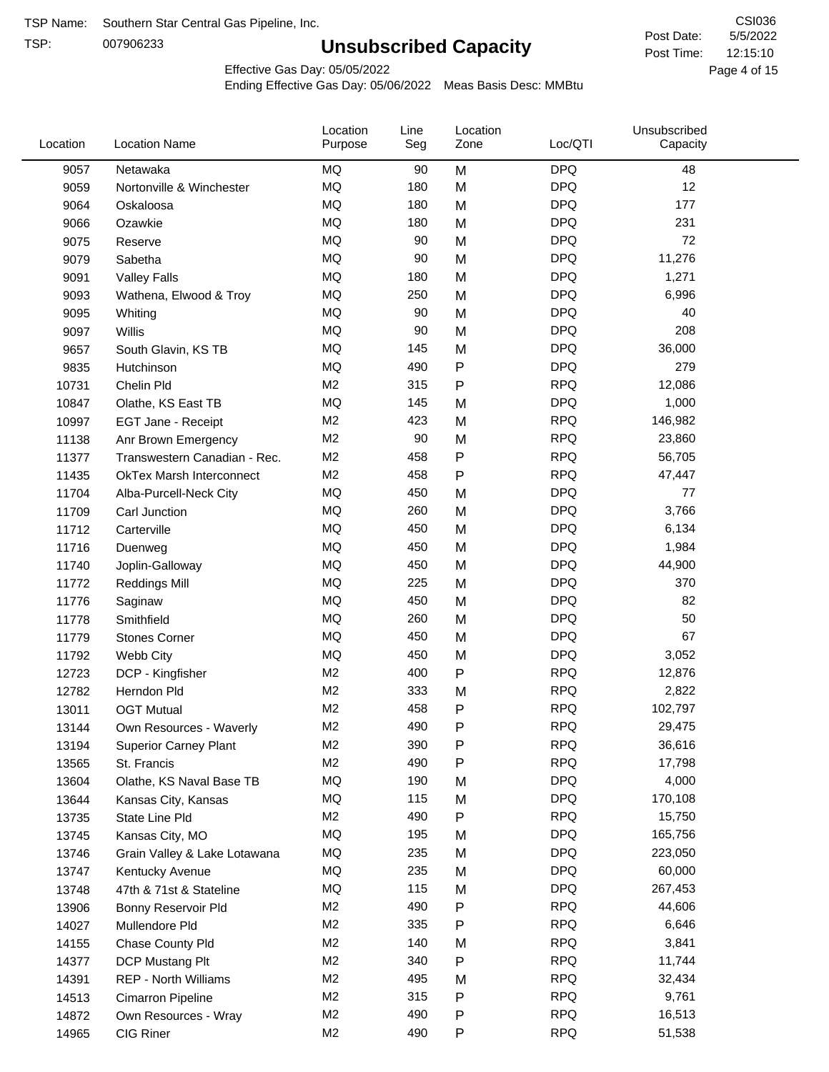TSP Name: Southern Star Central Gas Pipeline, Inc.

TSP: 007906233

# Unsubscribed Capacity

CSI036

Post Date: 5/5/2022

Post Time: 12:15:10

Effective Gas Day: 05/05/2022

Ending Effective Gas Day: 05/06/2022 Meas Basis Desc: MMBtu

| Location | Location Name | Location Purpose | Line Seg | Location Zone | Loc/QTI | Unsubscribed Capacity |
|---|---|---|---|---|---|---|
| 9057 | Netawaka | MQ | 90 | M | DPQ | 48 |
| 9059 | Nortonville & Winchester | MQ | 180 | M | DPQ | 12 |
| 9064 | Oskaloosa | MQ | 180 | M | DPQ | 177 |
| 9066 | Ozawkie | MQ | 180 | M | DPQ | 231 |
| 9075 | Reserve | MQ | 90 | M | DPQ | 72 |
| 9079 | Sabetha | MQ | 90 | M | DPQ | 11,276 |
| 9091 | Valley Falls | MQ | 180 | M | DPQ | 1,271 |
| 9093 | Wathena, Elwood & Troy | MQ | 250 | M | DPQ | 6,996 |
| 9095 | Whiting | MQ | 90 | M | DPQ | 40 |
| 9097 | Willis | MQ | 90 | M | DPQ | 208 |
| 9657 | South Glavin, KS TB | MQ | 145 | M | DPQ | 36,000 |
| 9835 | Hutchinson | MQ | 490 | P | DPQ | 279 |
| 10731 | Chelin Pld | M2 | 315 | P | RPQ | 12,086 |
| 10847 | Olathe, KS East TB | MQ | 145 | M | DPQ | 1,000 |
| 10997 | EGT Jane - Receipt | M2 | 423 | M | RPQ | 146,982 |
| 11138 | Anr Brown Emergency | M2 | 90 | M | RPQ | 23,860 |
| 11377 | Transwestern Canadian - Rec. | M2 | 458 | P | RPQ | 56,705 |
| 11435 | OkTex Marsh Interconnect | M2 | 458 | P | RPQ | 47,447 |
| 11704 | Alba-Purcell-Neck City | MQ | 450 | M | DPQ | 77 |
| 11709 | Carl Junction | MQ | 260 | M | DPQ | 3,766 |
| 11712 | Carterville | MQ | 450 | M | DPQ | 6,134 |
| 11716 | Duenweg | MQ | 450 | M | DPQ | 1,984 |
| 11740 | Joplin-Galloway | MQ | 450 | M | DPQ | 44,900 |
| 11772 | Reddings Mill | MQ | 225 | M | DPQ | 370 |
| 11776 | Saginaw | MQ | 450 | M | DPQ | 82 |
| 11778 | Smithfield | MQ | 260 | M | DPQ | 50 |
| 11779 | Stones Corner | MQ | 450 | M | DPQ | 67 |
| 11792 | Webb City | MQ | 450 | M | DPQ | 3,052 |
| 12723 | DCP - Kingfisher | M2 | 400 | P | RPQ | 12,876 |
| 12782 | Herndon Pld | M2 | 333 | M | RPQ | 2,822 |
| 13011 | OGT Mutual | M2 | 458 | P | RPQ | 102,797 |
| 13144 | Own Resources - Waverly | M2 | 490 | P | RPQ | 29,475 |
| 13194 | Superior Carney Plant | M2 | 390 | P | RPQ | 36,616 |
| 13565 | St. Francis | M2 | 490 | P | RPQ | 17,798 |
| 13604 | Olathe, KS Naval Base TB | MQ | 190 | M | DPQ | 4,000 |
| 13644 | Kansas City, Kansas | MQ | 115 | M | DPQ | 170,108 |
| 13735 | State Line Pld | M2 | 490 | P | RPQ | 15,750 |
| 13745 | Kansas City, MO | MQ | 195 | M | DPQ | 165,756 |
| 13746 | Grain Valley & Lake Lotawana | MQ | 235 | M | DPQ | 223,050 |
| 13747 | Kentucky Avenue | MQ | 235 | M | DPQ | 60,000 |
| 13748 | 47th & 71st & Stateline | MQ | 115 | M | DPQ | 267,453 |
| 13906 | Bonny Reservoir Pld | M2 | 490 | P | RPQ | 44,606 |
| 14027 | Mullendore Pld | M2 | 335 | P | RPQ | 6,646 |
| 14155 | Chase County Pld | M2 | 140 | M | RPQ | 3,841 |
| 14377 | DCP Mustang Plt | M2 | 340 | P | RPQ | 11,744 |
| 14391 | REP - North Williams | M2 | 495 | M | RPQ | 32,434 |
| 14513 | Cimarron Pipeline | M2 | 315 | P | RPQ | 9,761 |
| 14872 | Own Resources - Wray | M2 | 490 | P | RPQ | 16,513 |
| 14965 | CIG Riner | M2 | 490 | P | RPQ | 51,538 |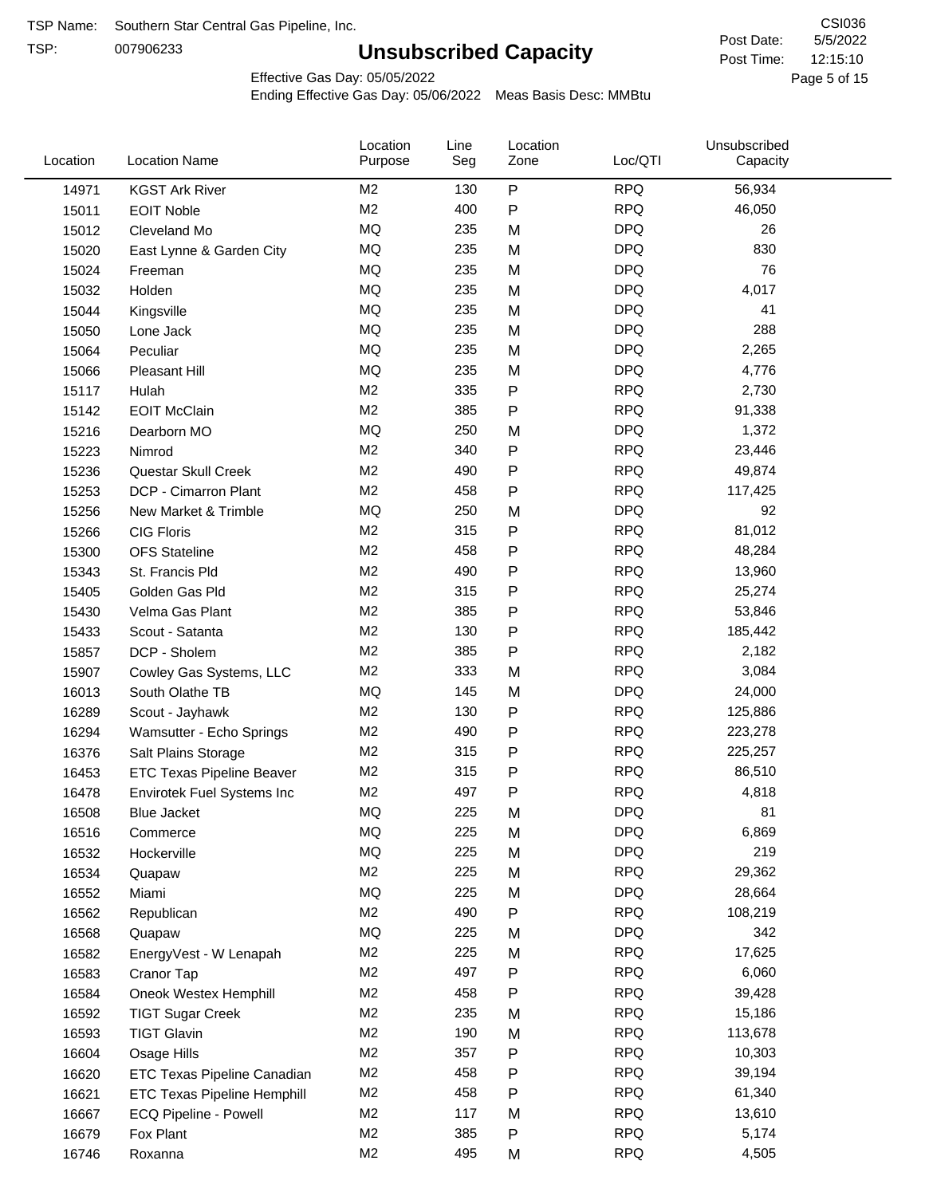TSP Name: Southern Star Central Gas Pipeline, Inc.

TSP: 007906233

# Unsubscribed Capacity

CSI036

Post Date: 5/5/2022

Post Time: 12:15:10

Effective Gas Day: 05/05/2022

Ending Effective Gas Day: 05/06/2022 Meas Basis Desc: MMBtu

| Location | Location Name | Location Purpose | Line Seg | Location Zone | Loc/QTI | Unsubscribed Capacity |
|---|---|---|---|---|---|---|
| 14971 | KGST Ark River | M2 | 130 | P | RPQ | 56,934 |
| 15011 | EOIT Noble | M2 | 400 | P | RPQ | 46,050 |
| 15012 | Cleveland Mo | MQ | 235 | M | DPQ | 26 |
| 15020 | East Lynne & Garden City | MQ | 235 | M | DPQ | 830 |
| 15024 | Freeman | MQ | 235 | M | DPQ | 76 |
| 15032 | Holden | MQ | 235 | M | DPQ | 4,017 |
| 15044 | Kingsville | MQ | 235 | M | DPQ | 41 |
| 15050 | Lone Jack | MQ | 235 | M | DPQ | 288 |
| 15064 | Peculiar | MQ | 235 | M | DPQ | 2,265 |
| 15066 | Pleasant Hill | MQ | 235 | M | DPQ | 4,776 |
| 15117 | Hulah | M2 | 335 | P | RPQ | 2,730 |
| 15142 | EOIT McClain | M2 | 385 | P | RPQ | 91,338 |
| 15216 | Dearborn MO | MQ | 250 | M | DPQ | 1,372 |
| 15223 | Nimrod | M2 | 340 | P | RPQ | 23,446 |
| 15236 | Questar Skull Creek | M2 | 490 | P | RPQ | 49,874 |
| 15253 | DCP - Cimarron Plant | M2 | 458 | P | RPQ | 117,425 |
| 15256 | New Market & Trimble | MQ | 250 | M | DPQ | 92 |
| 15266 | CIG Floris | M2 | 315 | P | RPQ | 81,012 |
| 15300 | OFS Stateline | M2 | 458 | P | RPQ | 48,284 |
| 15343 | St. Francis Pld | M2 | 490 | P | RPQ | 13,960 |
| 15405 | Golden Gas Pld | M2 | 315 | P | RPQ | 25,274 |
| 15430 | Velma Gas Plant | M2 | 385 | P | RPQ | 53,846 |
| 15433 | Scout - Satanta | M2 | 130 | P | RPQ | 185,442 |
| 15857 | DCP - Sholem | M2 | 385 | P | RPQ | 2,182 |
| 15907 | Cowley Gas Systems, LLC | M2 | 333 | M | RPQ | 3,084 |
| 16013 | South Olathe TB | MQ | 145 | M | DPQ | 24,000 |
| 16289 | Scout - Jayhawk | M2 | 130 | P | RPQ | 125,886 |
| 16294 | Wamsutter - Echo Springs | M2 | 490 | P | RPQ | 223,278 |
| 16376 | Salt Plains Storage | M2 | 315 | P | RPQ | 225,257 |
| 16453 | ETC Texas Pipeline Beaver | M2 | 315 | P | RPQ | 86,510 |
| 16478 | Envirotek Fuel Systems Inc | M2 | 497 | P | RPQ | 4,818 |
| 16508 | Blue Jacket | MQ | 225 | M | DPQ | 81 |
| 16516 | Commerce | MQ | 225 | M | DPQ | 6,869 |
| 16532 | Hockerville | MQ | 225 | M | DPQ | 219 |
| 16534 | Quapaw | M2 | 225 | M | RPQ | 29,362 |
| 16552 | Miami | MQ | 225 | M | DPQ | 28,664 |
| 16562 | Republican | M2 | 490 | P | RPQ | 108,219 |
| 16568 | Quapaw | MQ | 225 | M | DPQ | 342 |
| 16582 | EnergyVest - W Lenapah | M2 | 225 | M | RPQ | 17,625 |
| 16583 | Cranor Tap | M2 | 497 | P | RPQ | 6,060 |
| 16584 | Oneok Westex Hemphill | M2 | 458 | P | RPQ | 39,428 |
| 16592 | TIGT Sugar Creek | M2 | 235 | M | RPQ | 15,186 |
| 16593 | TIGT Glavin | M2 | 190 | M | RPQ | 113,678 |
| 16604 | Osage Hills | M2 | 357 | P | RPQ | 10,303 |
| 16620 | ETC Texas Pipeline Canadian | M2 | 458 | P | RPQ | 39,194 |
| 16621 | ETC Texas Pipeline Hemphill | M2 | 458 | P | RPQ | 61,340 |
| 16667 | ECQ Pipeline - Powell | M2 | 117 | M | RPQ | 13,610 |
| 16679 | Fox Plant | M2 | 385 | P | RPQ | 5,174 |
| 16746 | Roxanna | M2 | 495 | M | RPQ | 4,505 |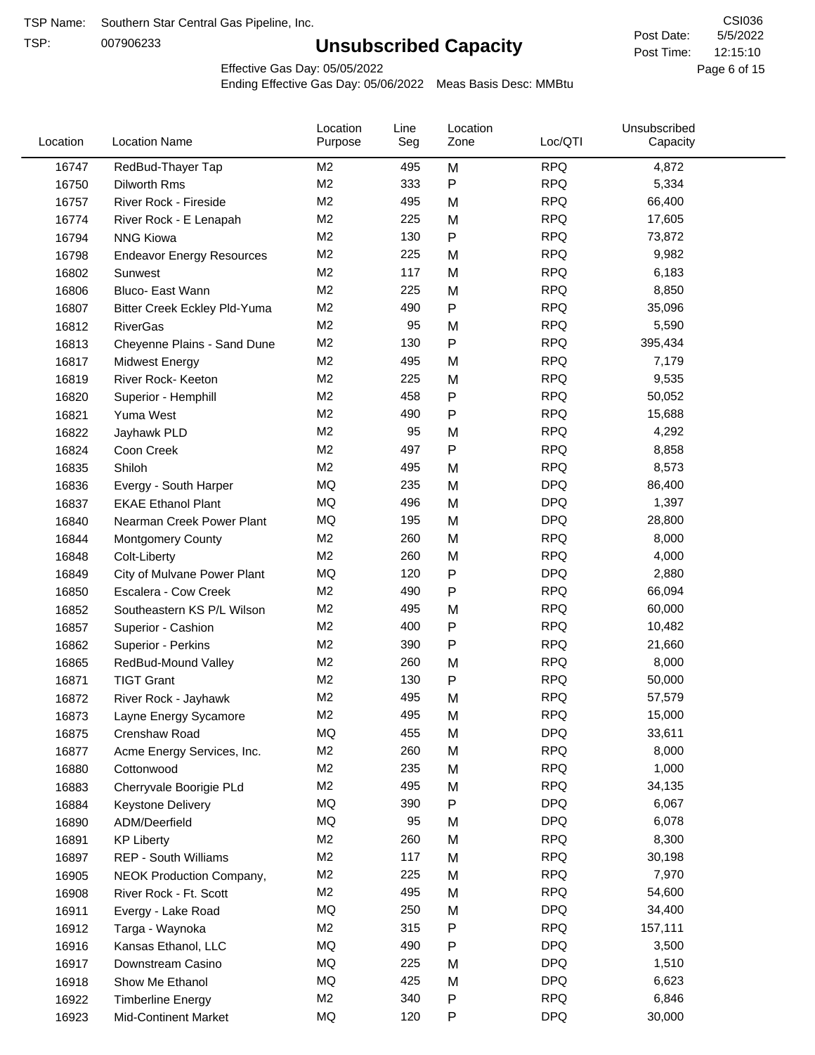TSP Name: Southern Star Central Gas Pipeline, Inc.

TSP: 007906233

# Unsubscribed Capacity

CSI036

Post Date: 5/5/2022

Post Time: 12:15:10

Effective Gas Day: 05/05/2022

Ending Effective Gas Day: 05/06/2022 Meas Basis Desc: MMBtu

| Location | Location Name | Location Purpose | Line Seg | Location Zone | Loc/QTI | Unsubscribed Capacity |
|---|---|---|---|---|---|---|
| 16747 | RedBud-Thayer Tap | M2 | 495 | M | RPQ | 4,872 |
| 16750 | Dilworth Rms | M2 | 333 | P | RPQ | 5,334 |
| 16757 | River Rock - Fireside | M2 | 495 | M | RPQ | 66,400 |
| 16774 | River Rock - E Lenapah | M2 | 225 | M | RPQ | 17,605 |
| 16794 | NNG Kiowa | M2 | 130 | P | RPQ | 73,872 |
| 16798 | Endeavor Energy Resources | M2 | 225 | M | RPQ | 9,982 |
| 16802 | Sunwest | M2 | 117 | M | RPQ | 6,183 |
| 16806 | Bluco- East Wann | M2 | 225 | M | RPQ | 8,850 |
| 16807 | Bitter Creek Eckley Pld-Yuma | M2 | 490 | P | RPQ | 35,096 |
| 16812 | RiverGas | M2 | 95 | M | RPQ | 5,590 |
| 16813 | Cheyenne Plains - Sand Dune | M2 | 130 | P | RPQ | 395,434 |
| 16817 | Midwest Energy | M2 | 495 | M | RPQ | 7,179 |
| 16819 | River Rock- Keeton | M2 | 225 | M | RPQ | 9,535 |
| 16820 | Superior - Hemphill | M2 | 458 | P | RPQ | 50,052 |
| 16821 | Yuma West | M2 | 490 | P | RPQ | 15,688 |
| 16822 | Jayhawk PLD | M2 | 95 | M | RPQ | 4,292 |
| 16824 | Coon Creek | M2 | 497 | P | RPQ | 8,858 |
| 16835 | Shiloh | M2 | 495 | M | RPQ | 8,573 |
| 16836 | Evergy - South Harper | MQ | 235 | M | DPQ | 86,400 |
| 16837 | EKAE Ethanol Plant | MQ | 496 | M | DPQ | 1,397 |
| 16840 | Nearman Creek Power Plant | MQ | 195 | M | DPQ | 28,800 |
| 16844 | Montgomery County | M2 | 260 | M | RPQ | 8,000 |
| 16848 | Colt-Liberty | M2 | 260 | M | RPQ | 4,000 |
| 16849 | City of Mulvane Power Plant | MQ | 120 | P | DPQ | 2,880 |
| 16850 | Escalera - Cow Creek | M2 | 490 | P | RPQ | 66,094 |
| 16852 | Southeastern KS P/L Wilson | M2 | 495 | M | RPQ | 60,000 |
| 16857 | Superior - Cashion | M2 | 400 | P | RPQ | 10,482 |
| 16862 | Superior - Perkins | M2 | 390 | P | RPQ | 21,660 |
| 16865 | RedBud-Mound Valley | M2 | 260 | M | RPQ | 8,000 |
| 16871 | TIGT Grant | M2 | 130 | P | RPQ | 50,000 |
| 16872 | River Rock - Jayhawk | M2 | 495 | M | RPQ | 57,579 |
| 16873 | Layne Energy Sycamore | M2 | 495 | M | RPQ | 15,000 |
| 16875 | Crenshaw Road | MQ | 455 | M | DPQ | 33,611 |
| 16877 | Acme Energy Services, Inc. | M2 | 260 | M | RPQ | 8,000 |
| 16880 | Cottonwood | M2 | 235 | M | RPQ | 1,000 |
| 16883 | Cherryvale Boorigie PLd | M2 | 495 | M | RPQ | 34,135 |
| 16884 | Keystone Delivery | MQ | 390 | P | DPQ | 6,067 |
| 16890 | ADM/Deerfield | MQ | 95 | M | DPQ | 6,078 |
| 16891 | KP Liberty | M2 | 260 | M | RPQ | 8,300 |
| 16897 | REP - South Williams | M2 | 117 | M | RPQ | 30,198 |
| 16905 | NEOK Production Company, | M2 | 225 | M | RPQ | 7,970 |
| 16908 | River Rock - Ft. Scott | M2 | 495 | M | RPQ | 54,600 |
| 16911 | Evergy - Lake Road | MQ | 250 | M | DPQ | 34,400 |
| 16912 | Targa - Waynoka | M2 | 315 | P | RPQ | 157,111 |
| 16916 | Kansas Ethanol, LLC | MQ | 490 | P | DPQ | 3,500 |
| 16917 | Downstream Casino | MQ | 225 | M | DPQ | 1,510 |
| 16918 | Show Me Ethanol | MQ | 425 | M | DPQ | 6,623 |
| 16922 | Timberline Energy | M2 | 340 | P | RPQ | 6,846 |
| 16923 | Mid-Continent Market | MQ | 120 | P | DPQ | 30,000 |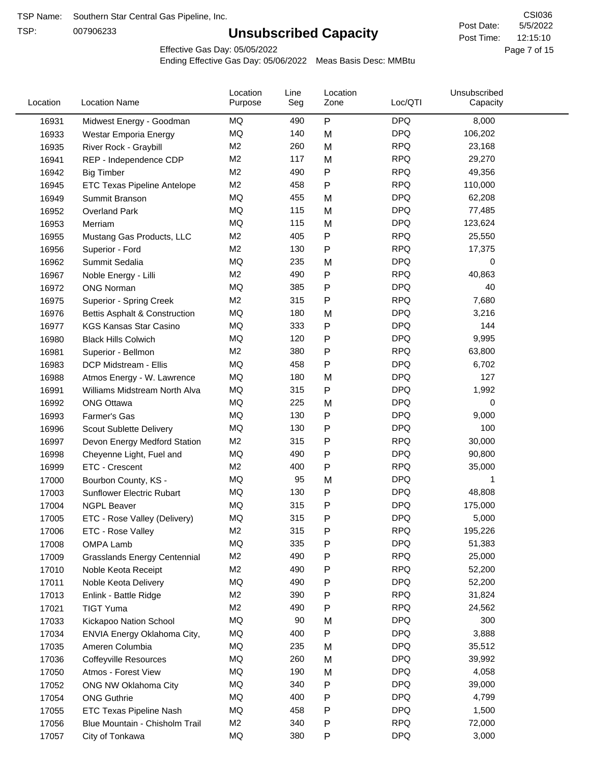TSP Name: Southern Star Central Gas Pipeline, Inc.

TSP: 007906233

# Unsubscribed Capacity

CSI036

Post Date: 5/5/2022

Post Time: 12:15:10

Effective Gas Day: 05/05/2022

Ending Effective Gas Day: 05/06/2022 Meas Basis Desc: MMBtu

| Location | Location Name | Location Purpose | Line Seg | Location Zone | Loc/QTI | Unsubscribed Capacity |
|---|---|---|---|---|---|---|
| 16931 | Midwest Energy - Goodman | MQ | 490 | P | DPQ | 8,000 |
| 16933 | Westar Emporia Energy | MQ | 140 | M | DPQ | 106,202 |
| 16935 | River Rock - Graybill | M2 | 260 | M | RPQ | 23,168 |
| 16941 | REP - Independence CDP | M2 | 117 | M | RPQ | 29,270 |
| 16942 | Big Timber | M2 | 490 | P | RPQ | 49,356 |
| 16945 | ETC Texas Pipeline Antelope | M2 | 458 | P | RPQ | 110,000 |
| 16949 | Summit Branson | MQ | 455 | M | DPQ | 62,208 |
| 16952 | Overland Park | MQ | 115 | M | DPQ | 77,485 |
| 16953 | Merriam | MQ | 115 | M | DPQ | 123,624 |
| 16955 | Mustang Gas Products, LLC | M2 | 405 | P | RPQ | 25,550 |
| 16956 | Superior - Ford | M2 | 130 | P | RPQ | 17,375 |
| 16962 | Summit Sedalia | MQ | 235 | M | DPQ | 0 |
| 16967 | Noble Energy - Lilli | M2 | 490 | P | RPQ | 40,863 |
| 16972 | ONG Norman | MQ | 385 | P | DPQ | 40 |
| 16975 | Superior - Spring Creek | M2 | 315 | P | RPQ | 7,680 |
| 16976 | Bettis Asphalt & Construction | MQ | 180 | M | DPQ | 3,216 |
| 16977 | KGS Kansas Star Casino | MQ | 333 | P | DPQ | 144 |
| 16980 | Black Hills Colwich | MQ | 120 | P | DPQ | 9,995 |
| 16981 | Superior - Bellmon | M2 | 380 | P | RPQ | 63,800 |
| 16983 | DCP Midstream - Ellis | MQ | 458 | P | DPQ | 6,702 |
| 16988 | Atmos Energy - W. Lawrence | MQ | 180 | M | DPQ | 127 |
| 16991 | Williams Midstream North Alva | MQ | 315 | P | DPQ | 1,992 |
| 16992 | ONG Ottawa | MQ | 225 | M | DPQ | 0 |
| 16993 | Farmer's Gas | MQ | 130 | P | DPQ | 9,000 |
| 16996 | Scout Sublette Delivery | MQ | 130 | P | DPQ | 100 |
| 16997 | Devon Energy Medford Station | M2 | 315 | P | RPQ | 30,000 |
| 16998 | Cheyenne Light, Fuel and | MQ | 490 | P | DPQ | 90,800 |
| 16999 | ETC - Crescent | M2 | 400 | P | RPQ | 35,000 |
| 17000 | Bourbon County, KS - | MQ | 95 | M | DPQ | 1 |
| 17003 | Sunflower Electric Rubart | MQ | 130 | P | DPQ | 48,808 |
| 17004 | NGPL Beaver | MQ | 315 | P | DPQ | 175,000 |
| 17005 | ETC - Rose Valley (Delivery) | MQ | 315 | P | DPQ | 5,000 |
| 17006 | ETC - Rose Valley | M2 | 315 | P | RPQ | 195,226 |
| 17008 | OMPA Lamb | MQ | 335 | P | DPQ | 51,383 |
| 17009 | Grasslands Energy Centennial | M2 | 490 | P | RPQ | 25,000 |
| 17010 | Noble Keota Receipt | M2 | 490 | P | RPQ | 52,200 |
| 17011 | Noble Keota Delivery | MQ | 490 | P | DPQ | 52,200 |
| 17013 | Enlink - Battle Ridge | M2 | 390 | P | RPQ | 31,824 |
| 17021 | TIGT Yuma | M2 | 490 | P | RPQ | 24,562 |
| 17033 | Kickapoo Nation School | MQ | 90 | M | DPQ | 300 |
| 17034 | ENVIA Energy Oklahoma City, | MQ | 400 | P | DPQ | 3,888 |
| 17035 | Ameren Columbia | MQ | 235 | M | DPQ | 35,512 |
| 17036 | Coffeyville Resources | MQ | 260 | M | DPQ | 39,992 |
| 17050 | Atmos - Forest View | MQ | 190 | M | DPQ | 4,058 |
| 17052 | ONG NW Oklahoma City | MQ | 340 | P | DPQ | 39,000 |
| 17054 | ONG Guthrie | MQ | 400 | P | DPQ | 4,799 |
| 17055 | ETC Texas Pipeline Nash | MQ | 458 | P | DPQ | 1,500 |
| 17056 | Blue Mountain - Chisholm Trail | M2 | 340 | P | RPQ | 72,000 |
| 17057 | City of Tonkawa | MQ | 380 | P | DPQ | 3,000 |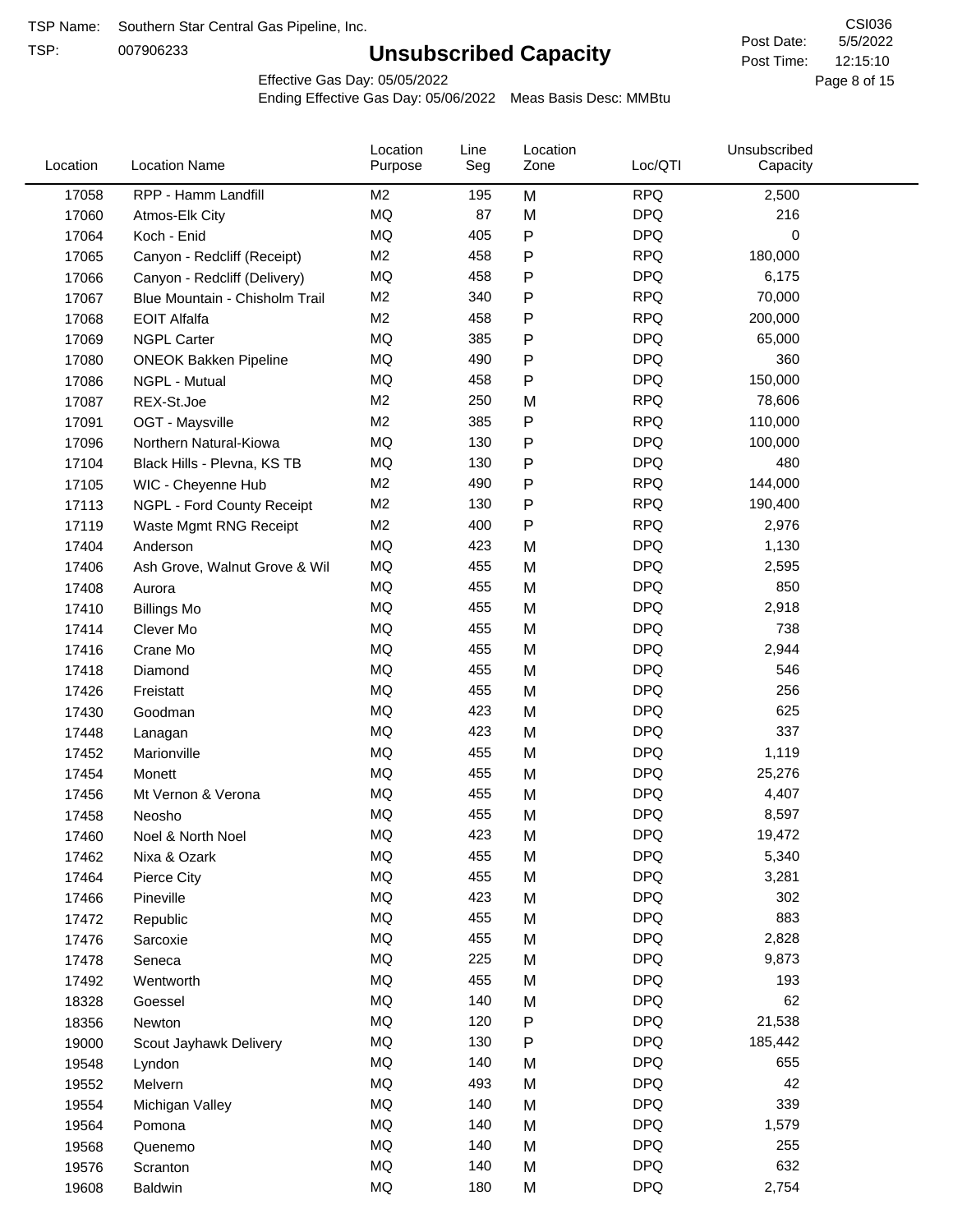TSP Name: Southern Star Central Gas Pipeline, Inc.
TSP: 007906233

CSI036
Post Date: 5/5/2022
Post Time: 12:15:10

# Unsubscribed Capacity

Effective Gas Day: 05/05/2022
Ending Effective Gas Day: 05/06/2022 Meas Basis Desc: MMBtu

| Location | Location Name | Location Purpose | Line Seg | Location Zone | Loc/QTI | Unsubscribed Capacity |
|---|---|---|---|---|---|---|
| 17058 | RPP - Hamm Landfill | M2 | 195 | M | RPQ | 2,500 |
| 17060 | Atmos-Elk City | MQ | 87 | M | DPQ | 216 |
| 17064 | Koch - Enid | MQ | 405 | P | DPQ | 0 |
| 17065 | Canyon - Redcliff (Receipt) | M2 | 458 | P | RPQ | 180,000 |
| 17066 | Canyon - Redcliff (Delivery) | MQ | 458 | P | DPQ | 6,175 |
| 17067 | Blue Mountain - Chisholm Trail | M2 | 340 | P | RPQ | 70,000 |
| 17068 | EOIT Alfalfa | M2 | 458 | P | RPQ | 200,000 |
| 17069 | NGPL Carter | MQ | 385 | P | DPQ | 65,000 |
| 17080 | ONEOK Bakken Pipeline | MQ | 490 | P | DPQ | 360 |
| 17086 | NGPL - Mutual | MQ | 458 | P | DPQ | 150,000 |
| 17087 | REX-St.Joe | M2 | 250 | M | RPQ | 78,606 |
| 17091 | OGT - Maysville | M2 | 385 | P | RPQ | 110,000 |
| 17096 | Northern Natural-Kiowa | MQ | 130 | P | DPQ | 100,000 |
| 17104 | Black Hills - Plevna, KS TB | MQ | 130 | P | DPQ | 480 |
| 17105 | WIC - Cheyenne Hub | M2 | 490 | P | RPQ | 144,000 |
| 17113 | NGPL - Ford County Receipt | M2 | 130 | P | RPQ | 190,400 |
| 17119 | Waste Mgmt RNG Receipt | M2 | 400 | P | RPQ | 2,976 |
| 17404 | Anderson | MQ | 423 | M | DPQ | 1,130 |
| 17406 | Ash Grove, Walnut Grove & Wil | MQ | 455 | M | DPQ | 2,595 |
| 17408 | Aurora | MQ | 455 | M | DPQ | 850 |
| 17410 | Billings Mo | MQ | 455 | M | DPQ | 2,918 |
| 17414 | Clever Mo | MQ | 455 | M | DPQ | 738 |
| 17416 | Crane Mo | MQ | 455 | M | DPQ | 2,944 |
| 17418 | Diamond | MQ | 455 | M | DPQ | 546 |
| 17426 | Freistatt | MQ | 455 | M | DPQ | 256 |
| 17430 | Goodman | MQ | 423 | M | DPQ | 625 |
| 17448 | Lanagan | MQ | 423 | M | DPQ | 337 |
| 17452 | Marionville | MQ | 455 | M | DPQ | 1,119 |
| 17454 | Monett | MQ | 455 | M | DPQ | 25,276 |
| 17456 | Mt Vernon & Verona | MQ | 455 | M | DPQ | 4,407 |
| 17458 | Neosho | MQ | 455 | M | DPQ | 8,597 |
| 17460 | Noel & North Noel | MQ | 423 | M | DPQ | 19,472 |
| 17462 | Nixa & Ozark | MQ | 455 | M | DPQ | 5,340 |
| 17464 | Pierce City | MQ | 455 | M | DPQ | 3,281 |
| 17466 | Pineville | MQ | 423 | M | DPQ | 302 |
| 17472 | Republic | MQ | 455 | M | DPQ | 883 |
| 17476 | Sarcoxie | MQ | 455 | M | DPQ | 2,828 |
| 17478 | Seneca | MQ | 225 | M | DPQ | 9,873 |
| 17492 | Wentworth | MQ | 455 | M | DPQ | 193 |
| 18328 | Goessel | MQ | 140 | M | DPQ | 62 |
| 18356 | Newton | MQ | 120 | P | DPQ | 21,538 |
| 19000 | Scout Jayhawk Delivery | MQ | 130 | P | DPQ | 185,442 |
| 19548 | Lyndon | MQ | 140 | M | DPQ | 655 |
| 19552 | Melvern | MQ | 493 | M | DPQ | 42 |
| 19554 | Michigan Valley | MQ | 140 | M | DPQ | 339 |
| 19564 | Pomona | MQ | 140 | M | DPQ | 1,579 |
| 19568 | Quenemo | MQ | 140 | M | DPQ | 255 |
| 19576 | Scranton | MQ | 140 | M | DPQ | 632 |
| 19608 | Baldwin | MQ | 180 | M | DPQ | 2,754 |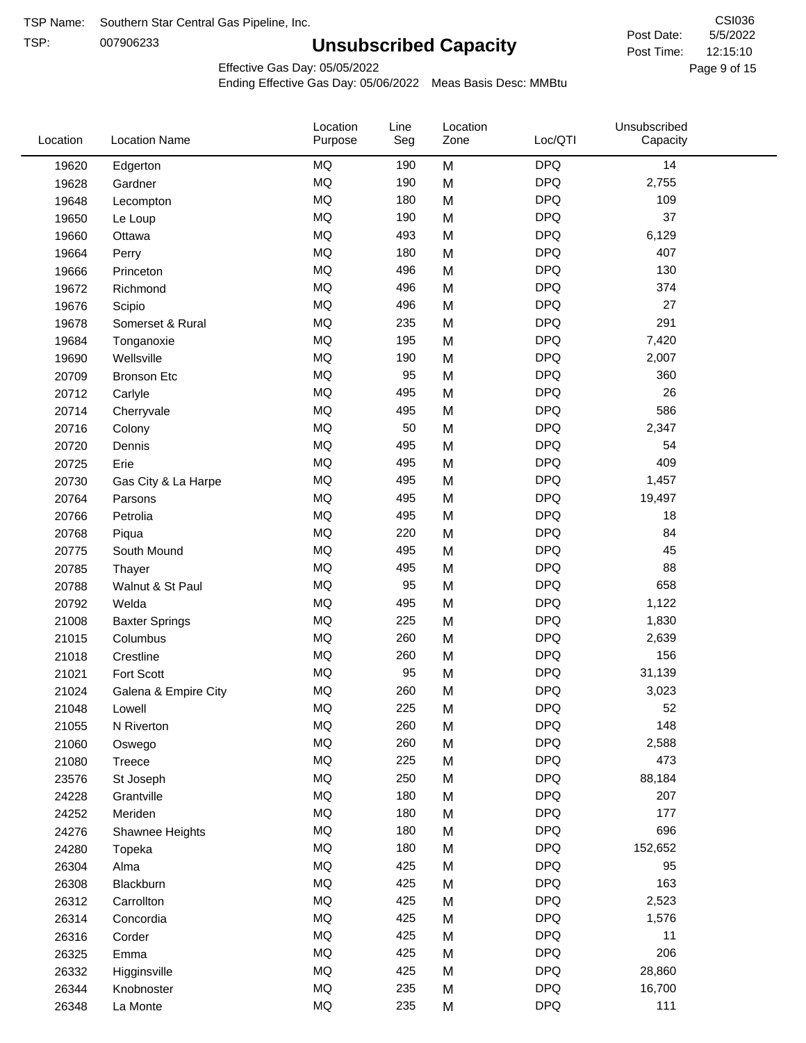TSP Name: Southern Star Central Gas Pipeline, Inc.
TSP: 007906233

CSI036

# Unsubscribed Capacity

Post Date: 5/5/2022
Post Time: 12:15:10

Effective Gas Day: 05/05/2022
Ending Effective Gas Day: 05/06/2022 Meas Basis Desc: MMBtu

| Location | Location Name | Location Purpose | Line Seg | Location Zone | Loc/QTI | Unsubscribed Capacity |
|---|---|---|---|---|---|---|
| 19620 | Edgerton | MQ | 190 | M | DPQ | 14 |
| 19628 | Gardner | MQ | 190 | M | DPQ | 2,755 |
| 19648 | Lecompton | MQ | 180 | M | DPQ | 109 |
| 19650 | Le Loup | MQ | 190 | M | DPQ | 37 |
| 19660 | Ottawa | MQ | 493 | M | DPQ | 6,129 |
| 19664 | Perry | MQ | 180 | M | DPQ | 407 |
| 19666 | Princeton | MQ | 496 | M | DPQ | 130 |
| 19672 | Richmond | MQ | 496 | M | DPQ | 374 |
| 19676 | Scipio | MQ | 496 | M | DPQ | 27 |
| 19678 | Somerset & Rural | MQ | 235 | M | DPQ | 291 |
| 19684 | Tonganoxie | MQ | 195 | M | DPQ | 7,420 |
| 19690 | Wellsville | MQ | 190 | M | DPQ | 2,007 |
| 20709 | Bronson Etc | MQ | 95 | M | DPQ | 360 |
| 20712 | Carlyle | MQ | 495 | M | DPQ | 26 |
| 20714 | Cherryvale | MQ | 495 | M | DPQ | 586 |
| 20716 | Colony | MQ | 50 | M | DPQ | 2,347 |
| 20720 | Dennis | MQ | 495 | M | DPQ | 54 |
| 20725 | Erie | MQ | 495 | M | DPQ | 409 |
| 20730 | Gas City & La Harpe | MQ | 495 | M | DPQ | 1,457 |
| 20764 | Parsons | MQ | 495 | M | DPQ | 19,497 |
| 20766 | Petrolia | MQ | 495 | M | DPQ | 18 |
| 20768 | Piqua | MQ | 220 | M | DPQ | 84 |
| 20775 | South Mound | MQ | 495 | M | DPQ | 45 |
| 20785 | Thayer | MQ | 495 | M | DPQ | 88 |
| 20788 | Walnut & St Paul | MQ | 95 | M | DPQ | 658 |
| 20792 | Welda | MQ | 495 | M | DPQ | 1,122 |
| 21008 | Baxter Springs | MQ | 225 | M | DPQ | 1,830 |
| 21015 | Columbus | MQ | 260 | M | DPQ | 2,639 |
| 21018 | Crestline | MQ | 260 | M | DPQ | 156 |
| 21021 | Fort Scott | MQ | 95 | M | DPQ | 31,139 |
| 21024 | Galena & Empire City | MQ | 260 | M | DPQ | 3,023 |
| 21048 | Lowell | MQ | 225 | M | DPQ | 52 |
| 21055 | N Riverton | MQ | 260 | M | DPQ | 148 |
| 21060 | Oswego | MQ | 260 | M | DPQ | 2,588 |
| 21080 | Treece | MQ | 225 | M | DPQ | 473 |
| 23576 | St Joseph | MQ | 250 | M | DPQ | 88,184 |
| 24228 | Grantville | MQ | 180 | M | DPQ | 207 |
| 24252 | Meriden | MQ | 180 | M | DPQ | 177 |
| 24276 | Shawnee Heights | MQ | 180 | M | DPQ | 696 |
| 24280 | Topeka | MQ | 180 | M | DPQ | 152,652 |
| 26304 | Alma | MQ | 425 | M | DPQ | 95 |
| 26308 | Blackburn | MQ | 425 | M | DPQ | 163 |
| 26312 | Carrollton | MQ | 425 | M | DPQ | 2,523 |
| 26314 | Concordia | MQ | 425 | M | DPQ | 1,576 |
| 26316 | Corder | MQ | 425 | M | DPQ | 11 |
| 26325 | Emma | MQ | 425 | M | DPQ | 206 |
| 26332 | Higginsville | MQ | 425 | M | DPQ | 28,860 |
| 26344 | Knobnoster | MQ | 235 | M | DPQ | 16,700 |
| 26348 | La Monte | MQ | 235 | M | DPQ | 111 |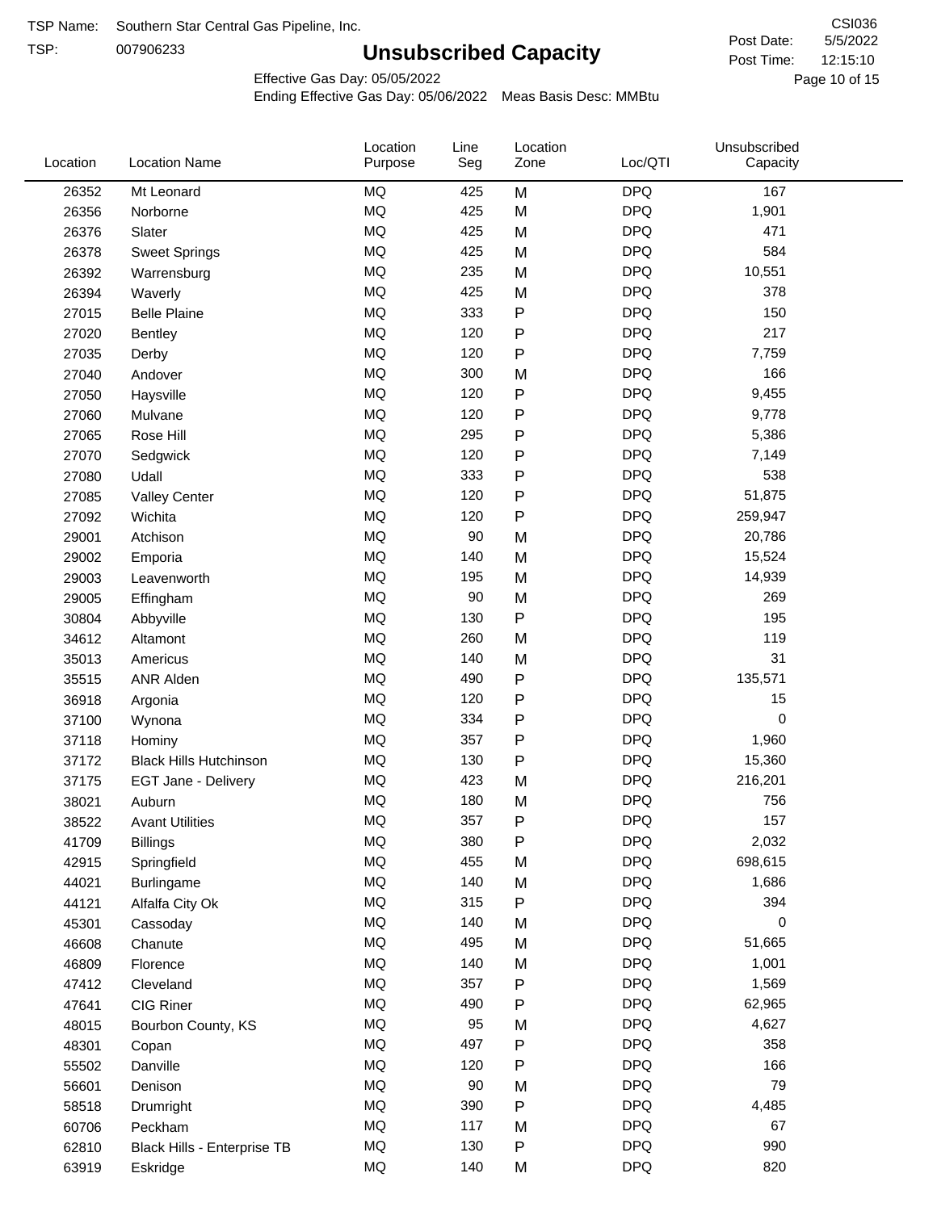TSP Name: Southern Star Central Gas Pipeline, Inc.

TSP: 007906233

# Unsubscribed Capacity

CSI036

Post Date: 5/5/2022

Post Time: 12:15:10

Effective Gas Day: 05/05/2022

Ending Effective Gas Day: 05/06/2022 Meas Basis Desc: MMBtu

| Location | Location Name | Location Purpose | Line Seg | Location Zone | Loc/QTI | Unsubscribed Capacity |
|---|---|---|---|---|---|---|
| 26352 | Mt Leonard | MQ | 425 | M | DPQ | 167 |
| 26356 | Norborne | MQ | 425 | M | DPQ | 1,901 |
| 26376 | Slater | MQ | 425 | M | DPQ | 471 |
| 26378 | Sweet Springs | MQ | 425 | M | DPQ | 584 |
| 26392 | Warrensburg | MQ | 235 | M | DPQ | 10,551 |
| 26394 | Waverly | MQ | 425 | M | DPQ | 378 |
| 27015 | Belle Plaine | MQ | 333 | P | DPQ | 150 |
| 27020 | Bentley | MQ | 120 | P | DPQ | 217 |
| 27035 | Derby | MQ | 120 | P | DPQ | 7,759 |
| 27040 | Andover | MQ | 300 | M | DPQ | 166 |
| 27050 | Haysville | MQ | 120 | P | DPQ | 9,455 |
| 27060 | Mulvane | MQ | 120 | P | DPQ | 9,778 |
| 27065 | Rose Hill | MQ | 295 | P | DPQ | 5,386 |
| 27070 | Sedgwick | MQ | 120 | P | DPQ | 7,149 |
| 27080 | Udall | MQ | 333 | P | DPQ | 538 |
| 27085 | Valley Center | MQ | 120 | P | DPQ | 51,875 |
| 27092 | Wichita | MQ | 120 | P | DPQ | 259,947 |
| 29001 | Atchison | MQ | 90 | M | DPQ | 20,786 |
| 29002 | Emporia | MQ | 140 | M | DPQ | 15,524 |
| 29003 | Leavenworth | MQ | 195 | M | DPQ | 14,939 |
| 29005 | Effingham | MQ | 90 | M | DPQ | 269 |
| 30804 | Abbyville | MQ | 130 | P | DPQ | 195 |
| 34612 | Altamont | MQ | 260 | M | DPQ | 119 |
| 35013 | Americus | MQ | 140 | M | DPQ | 31 |
| 35515 | ANR Alden | MQ | 490 | P | DPQ | 135,571 |
| 36918 | Argonia | MQ | 120 | P | DPQ | 15 |
| 37100 | Wynona | MQ | 334 | P | DPQ | 0 |
| 37118 | Hominy | MQ | 357 | P | DPQ | 1,960 |
| 37172 | Black Hills Hutchinson | MQ | 130 | P | DPQ | 15,360 |
| 37175 | EGT Jane - Delivery | MQ | 423 | M | DPQ | 216,201 |
| 38021 | Auburn | MQ | 180 | M | DPQ | 756 |
| 38522 | Avant Utilities | MQ | 357 | P | DPQ | 157 |
| 41709 | Billings | MQ | 380 | P | DPQ | 2,032 |
| 42915 | Springfield | MQ | 455 | M | DPQ | 698,615 |
| 44021 | Burlingame | MQ | 140 | M | DPQ | 1,686 |
| 44121 | Alfalfa City Ok | MQ | 315 | P | DPQ | 394 |
| 45301 | Cassoday | MQ | 140 | M | DPQ | 0 |
| 46608 | Chanute | MQ | 495 | M | DPQ | 51,665 |
| 46809 | Florence | MQ | 140 | M | DPQ | 1,001 |
| 47412 | Cleveland | MQ | 357 | P | DPQ | 1,569 |
| 47641 | CIG Riner | MQ | 490 | P | DPQ | 62,965 |
| 48015 | Bourbon County, KS | MQ | 95 | M | DPQ | 4,627 |
| 48301 | Copan | MQ | 497 | P | DPQ | 358 |
| 55502 | Danville | MQ | 120 | P | DPQ | 166 |
| 56601 | Denison | MQ | 90 | M | DPQ | 79 |
| 58518 | Drumright | MQ | 390 | P | DPQ | 4,485 |
| 60706 | Peckham | MQ | 117 | M | DPQ | 67 |
| 62810 | Black Hills - Enterprise TB | MQ | 130 | P | DPQ | 990 |
| 63919 | Eskridge | MQ | 140 | M | DPQ | 820 |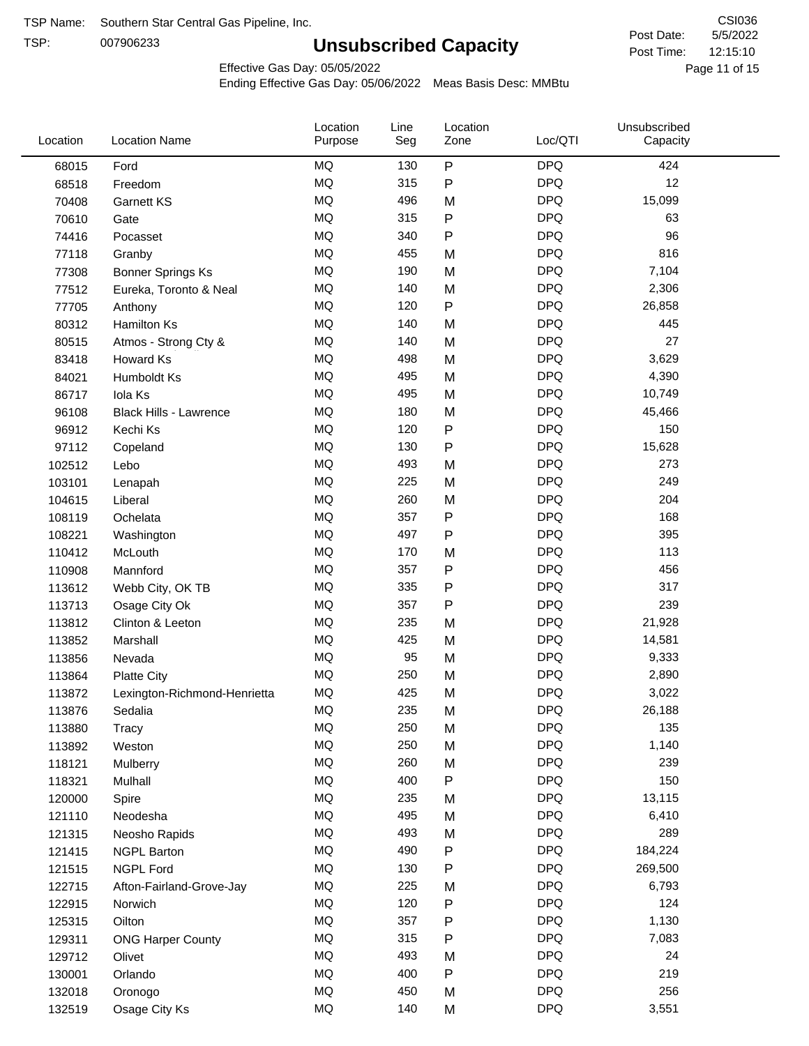TSP Name: Southern Star Central Gas Pipeline, Inc.
TSP: 007906233

# Unsubscribed Capacity

CSI036
Post Date: 5/5/2022
Post Time: 12:15:10

Effective Gas Day: 05/05/2022
Ending Effective Gas Day: 05/06/2022 Meas Basis Desc: MMBtu

| Location | Location Name | Location Purpose | Line Seg | Location Zone | Loc/QTI | Unsubscribed Capacity |
|---|---|---|---|---|---|---|
| 68015 | Ford | MQ | 130 | P | DPQ | 424 |
| 68518 | Freedom | MQ | 315 | P | DPQ | 12 |
| 70408 | Garnett KS | MQ | 496 | M | DPQ | 15,099 |
| 70610 | Gate | MQ | 315 | P | DPQ | 63 |
| 74416 | Pocasset | MQ | 340 | P | DPQ | 96 |
| 77118 | Granby | MQ | 455 | M | DPQ | 816 |
| 77308 | Bonner Springs Ks | MQ | 190 | M | DPQ | 7,104 |
| 77512 | Eureka, Toronto & Neal | MQ | 140 | M | DPQ | 2,306 |
| 77705 | Anthony | MQ | 120 | P | DPQ | 26,858 |
| 80312 | Hamilton Ks | MQ | 140 | M | DPQ | 445 |
| 80515 | Atmos - Strong Cty & | MQ | 140 | M | DPQ | 27 |
| 83418 | Howard Ks | MQ | 498 | M | DPQ | 3,629 |
| 84021 | Humboldt Ks | MQ | 495 | M | DPQ | 4,390 |
| 86717 | Iola Ks | MQ | 495 | M | DPQ | 10,749 |
| 96108 | Black Hills - Lawrence | MQ | 180 | M | DPQ | 45,466 |
| 96912 | Kechi Ks | MQ | 120 | P | DPQ | 150 |
| 97112 | Copeland | MQ | 130 | P | DPQ | 15,628 |
| 102512 | Lebo | MQ | 493 | M | DPQ | 273 |
| 103101 | Lenapah | MQ | 225 | M | DPQ | 249 |
| 104615 | Liberal | MQ | 260 | M | DPQ | 204 |
| 108119 | Ochelata | MQ | 357 | P | DPQ | 168 |
| 108221 | Washington | MQ | 497 | P | DPQ | 395 |
| 110412 | McLouth | MQ | 170 | M | DPQ | 113 |
| 110908 | Mannford | MQ | 357 | P | DPQ | 456 |
| 113612 | Webb City, OK TB | MQ | 335 | P | DPQ | 317 |
| 113713 | Osage City Ok | MQ | 357 | P | DPQ | 239 |
| 113812 | Clinton & Leeton | MQ | 235 | M | DPQ | 21,928 |
| 113852 | Marshall | MQ | 425 | M | DPQ | 14,581 |
| 113856 | Nevada | MQ | 95 | M | DPQ | 9,333 |
| 113864 | Platte City | MQ | 250 | M | DPQ | 2,890 |
| 113872 | Lexington-Richmond-Henrietta | MQ | 425 | M | DPQ | 3,022 |
| 113876 | Sedalia | MQ | 235 | M | DPQ | 26,188 |
| 113880 | Tracy | MQ | 250 | M | DPQ | 135 |
| 113892 | Weston | MQ | 250 | M | DPQ | 1,140 |
| 118121 | Mulberry | MQ | 260 | M | DPQ | 239 |
| 118321 | Mulhall | MQ | 400 | P | DPQ | 150 |
| 120000 | Spire | MQ | 235 | M | DPQ | 13,115 |
| 121110 | Neodesha | MQ | 495 | M | DPQ | 6,410 |
| 121315 | Neosho Rapids | MQ | 493 | M | DPQ | 289 |
| 121415 | NGPL Barton | MQ | 490 | P | DPQ | 184,224 |
| 121515 | NGPL Ford | MQ | 130 | P | DPQ | 269,500 |
| 122715 | Afton-Fairland-Grove-Jay | MQ | 225 | M | DPQ | 6,793 |
| 122915 | Norwich | MQ | 120 | P | DPQ | 124 |
| 125315 | Oilton | MQ | 357 | P | DPQ | 1,130 |
| 129311 | ONG Harper County | MQ | 315 | P | DPQ | 7,083 |
| 129712 | Olivet | MQ | 493 | M | DPQ | 24 |
| 130001 | Orlando | MQ | 400 | P | DPQ | 219 |
| 132018 | Oronogo | MQ | 450 | M | DPQ | 256 |
| 132519 | Osage City Ks | MQ | 140 | M | DPQ | 3,551 |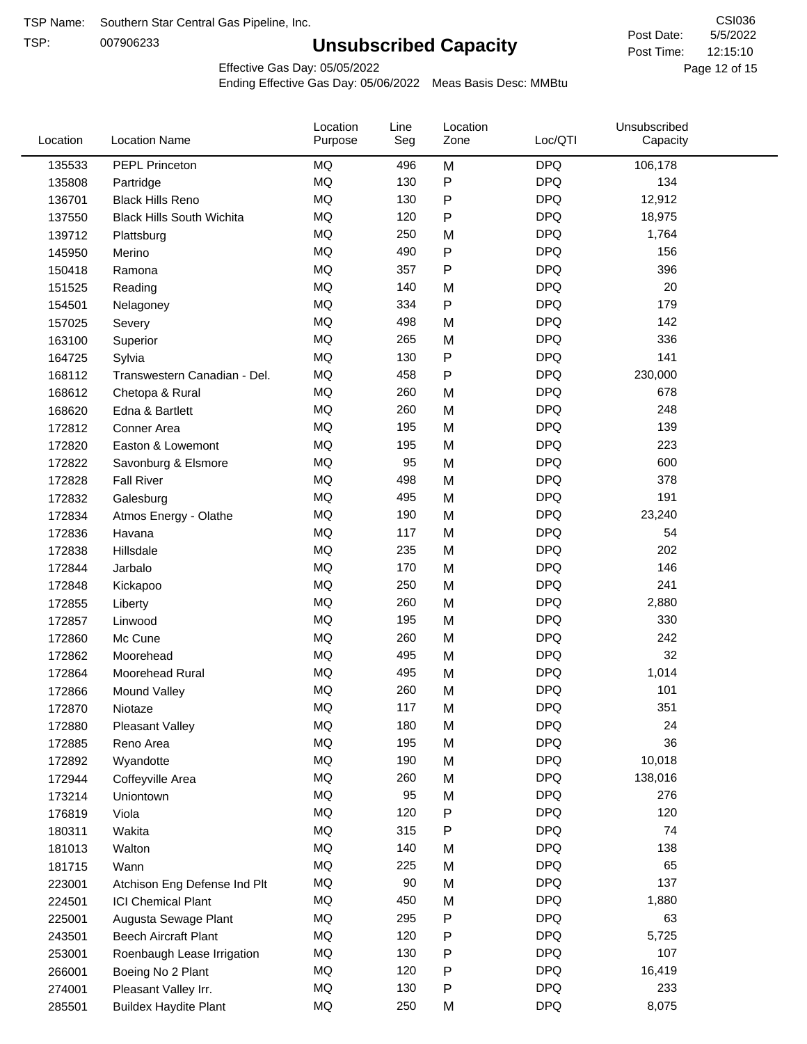TSP Name: Southern Star Central Gas Pipeline, Inc.

TSP: 007906233

# Unsubscribed Capacity

CSI036

Post Date: 5/5/2022

Post Time: 12:15:10

Effective Gas Day: 05/05/2022

Ending Effective Gas Day: 05/06/2022 Meas Basis Desc: MMBtu

| Location | Location Name | Location Purpose | Line Seg | Location Zone | Loc/QTI | Unsubscribed Capacity |
|---|---|---|---|---|---|---|
| 135533 | PEPL Princeton | MQ | 496 | M | DPQ | 106,178 |
| 135808 | Partridge | MQ | 130 | P | DPQ | 134 |
| 136701 | Black Hills Reno | MQ | 130 | P | DPQ | 12,912 |
| 137550 | Black Hills South Wichita | MQ | 120 | P | DPQ | 18,975 |
| 139712 | Plattsburg | MQ | 250 | M | DPQ | 1,764 |
| 145950 | Merino | MQ | 490 | P | DPQ | 156 |
| 150418 | Ramona | MQ | 357 | P | DPQ | 396 |
| 151525 | Reading | MQ | 140 | M | DPQ | 20 |
| 154501 | Nelagoney | MQ | 334 | P | DPQ | 179 |
| 157025 | Severy | MQ | 498 | M | DPQ | 142 |
| 163100 | Superior | MQ | 265 | M | DPQ | 336 |
| 164725 | Sylvia | MQ | 130 | P | DPQ | 141 |
| 168112 | Transwestern Canadian - Del. | MQ | 458 | P | DPQ | 230,000 |
| 168612 | Chetopa & Rural | MQ | 260 | M | DPQ | 678 |
| 168620 | Edna & Bartlett | MQ | 260 | M | DPQ | 248 |
| 172812 | Conner Area | MQ | 195 | M | DPQ | 139 |
| 172820 | Easton & Lowemont | MQ | 195 | M | DPQ | 223 |
| 172822 | Savonburg & Elsmore | MQ | 95 | M | DPQ | 600 |
| 172828 | Fall River | MQ | 498 | M | DPQ | 378 |
| 172832 | Galesburg | MQ | 495 | M | DPQ | 191 |
| 172834 | Atmos Energy - Olathe | MQ | 190 | M | DPQ | 23,240 |
| 172836 | Havana | MQ | 117 | M | DPQ | 54 |
| 172838 | Hillsdale | MQ | 235 | M | DPQ | 202 |
| 172844 | Jarbalo | MQ | 170 | M | DPQ | 146 |
| 172848 | Kickapoo | MQ | 250 | M | DPQ | 241 |
| 172855 | Liberty | MQ | 260 | M | DPQ | 2,880 |
| 172857 | Linwood | MQ | 195 | M | DPQ | 330 |
| 172860 | Mc Cune | MQ | 260 | M | DPQ | 242 |
| 172862 | Moorehead | MQ | 495 | M | DPQ | 32 |
| 172864 | Moorehead Rural | MQ | 495 | M | DPQ | 1,014 |
| 172866 | Mound Valley | MQ | 260 | M | DPQ | 101 |
| 172870 | Niotaze | MQ | 117 | M | DPQ | 351 |
| 172880 | Pleasant Valley | MQ | 180 | M | DPQ | 24 |
| 172885 | Reno Area | MQ | 195 | M | DPQ | 36 |
| 172892 | Wyandotte | MQ | 190 | M | DPQ | 10,018 |
| 172944 | Coffeyville Area | MQ | 260 | M | DPQ | 138,016 |
| 173214 | Uniontown | MQ | 95 | M | DPQ | 276 |
| 176819 | Viola | MQ | 120 | P | DPQ | 120 |
| 180311 | Wakita | MQ | 315 | P | DPQ | 74 |
| 181013 | Walton | MQ | 140 | M | DPQ | 138 |
| 181715 | Wann | MQ | 225 | M | DPQ | 65 |
| 223001 | Atchison Eng Defense Ind Plt | MQ | 90 | M | DPQ | 137 |
| 224501 | ICI Chemical Plant | MQ | 450 | M | DPQ | 1,880 |
| 225001 | Augusta Sewage Plant | MQ | 295 | P | DPQ | 63 |
| 243501 | Beech Aircraft Plant | MQ | 120 | P | DPQ | 5,725 |
| 253001 | Roenbaugh Lease Irrigation | MQ | 130 | P | DPQ | 107 |
| 266001 | Boeing No 2 Plant | MQ | 120 | P | DPQ | 16,419 |
| 274001 | Pleasant Valley Irr. | MQ | 130 | P | DPQ | 233 |
| 285501 | Buildex Haydite Plant | MQ | 250 | M | DPQ | 8,075 |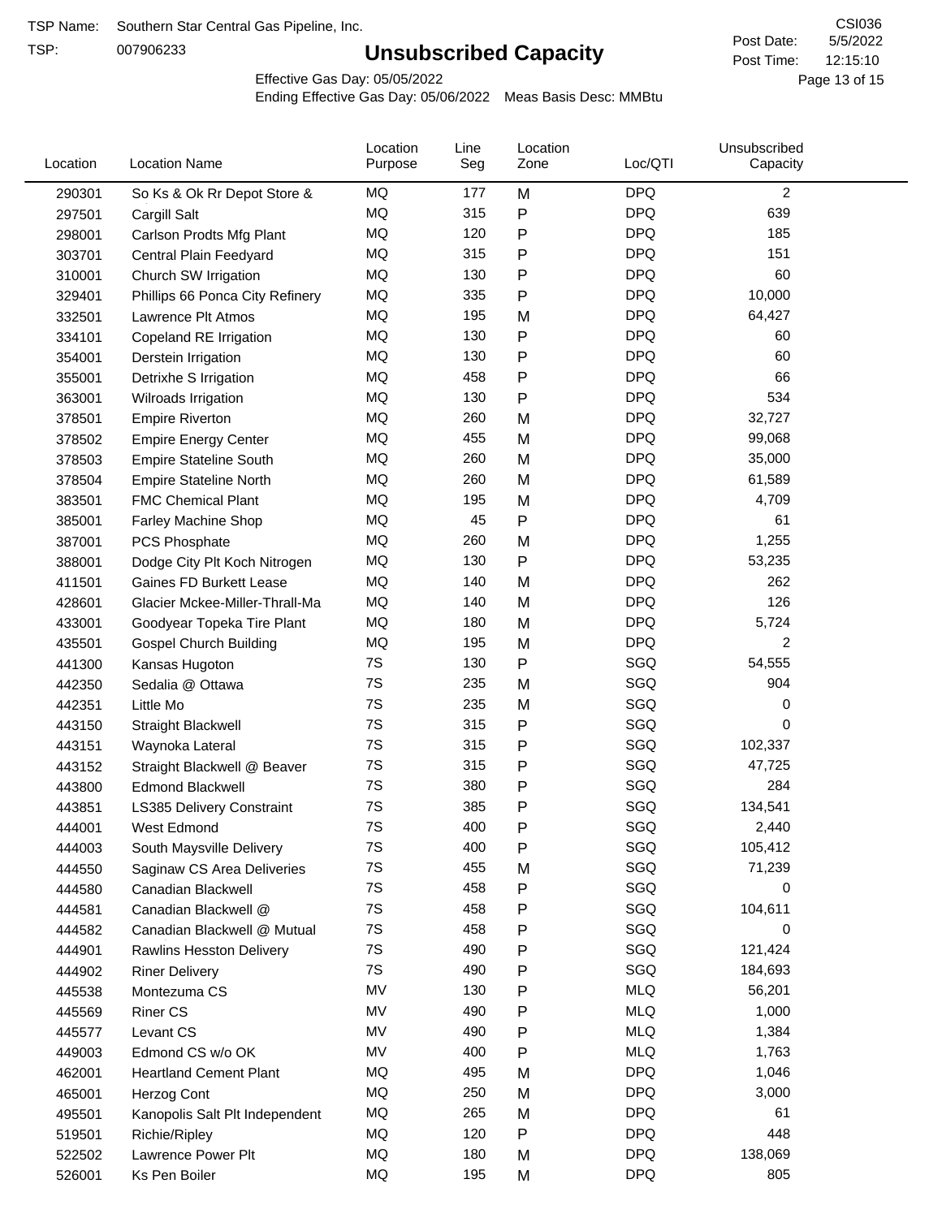TSP Name: Southern Star Central Gas Pipeline, Inc.
TSP: 007906233

# Unsubscribed Capacity

CSI036
Post Date: 5/5/2022
Post Time: 12:15:10

Effective Gas Day: 05/05/2022
Ending Effective Gas Day: 05/06/2022 Meas Basis Desc: MMBtu

| Location | Location Name | Location Purpose | Line Seg | Location Zone | Loc/QTI | Unsubscribed Capacity |
|---|---|---|---|---|---|---|
| 290301 | So Ks & Ok Rr Depot Store & | MQ | 177 | M | DPQ | 2 |
| 297501 | Cargill Salt | MQ | 315 | P | DPQ | 639 |
| 298001 | Carlson Prodts Mfg Plant | MQ | 120 | P | DPQ | 185 |
| 303701 | Central Plain Feedyard | MQ | 315 | P | DPQ | 151 |
| 310001 | Church SW Irrigation | MQ | 130 | P | DPQ | 60 |
| 329401 | Phillips 66 Ponca City Refinery | MQ | 335 | P | DPQ | 10,000 |
| 332501 | Lawrence Plt Atmos | MQ | 195 | M | DPQ | 64,427 |
| 334101 | Copeland RE Irrigation | MQ | 130 | P | DPQ | 60 |
| 354001 | Derstein Irrigation | MQ | 130 | P | DPQ | 60 |
| 355001 | Detrixhe S Irrigation | MQ | 458 | P | DPQ | 66 |
| 363001 | Wilroads Irrigation | MQ | 130 | P | DPQ | 534 |
| 378501 | Empire Riverton | MQ | 260 | M | DPQ | 32,727 |
| 378502 | Empire Energy Center | MQ | 455 | M | DPQ | 99,068 |
| 378503 | Empire Stateline South | MQ | 260 | M | DPQ | 35,000 |
| 378504 | Empire Stateline North | MQ | 260 | M | DPQ | 61,589 |
| 383501 | FMC Chemical Plant | MQ | 195 | M | DPQ | 4,709 |
| 385001 | Farley Machine Shop | MQ | 45 | P | DPQ | 61 |
| 387001 | PCS Phosphate | MQ | 260 | M | DPQ | 1,255 |
| 388001 | Dodge City Plt Koch Nitrogen | MQ | 130 | P | DPQ | 53,235 |
| 411501 | Gaines FD Burkett Lease | MQ | 140 | M | DPQ | 262 |
| 428601 | Glacier Mckee-Miller-Thrall-Ma | MQ | 140 | M | DPQ | 126 |
| 433001 | Goodyear Topeka Tire Plant | MQ | 180 | M | DPQ | 5,724 |
| 435501 | Gospel Church Building | MQ | 195 | M | DPQ | 2 |
| 441300 | Kansas Hugoton | 7S | 130 | P | SGQ | 54,555 |
| 442350 | Sedalia @ Ottawa | 7S | 235 | M | SGQ | 904 |
| 442351 | Little Mo | 7S | 235 | M | SGQ | 0 |
| 443150 | Straight Blackwell | 7S | 315 | P | SGQ | 0 |
| 443151 | Waynoka Lateral | 7S | 315 | P | SGQ | 102,337 |
| 443152 | Straight Blackwell @ Beaver | 7S | 315 | P | SGQ | 47,725 |
| 443800 | Edmond Blackwell | 7S | 380 | P | SGQ | 284 |
| 443851 | LS385 Delivery Constraint | 7S | 385 | P | SGQ | 134,541 |
| 444001 | West Edmond | 7S | 400 | P | SGQ | 2,440 |
| 444003 | South Maysville Delivery | 7S | 400 | P | SGQ | 105,412 |
| 444550 | Saginaw CS Area Deliveries | 7S | 455 | M | SGQ | 71,239 |
| 444580 | Canadian Blackwell | 7S | 458 | P | SGQ | 0 |
| 444581 | Canadian Blackwell @ | 7S | 458 | P | SGQ | 104,611 |
| 444582 | Canadian Blackwell @ Mutual | 7S | 458 | P | SGQ | 0 |
| 444901 | Rawlins Hesston Delivery | 7S | 490 | P | SGQ | 121,424 |
| 444902 | Riner Delivery | 7S | 490 | P | SGQ | 184,693 |
| 445538 | Montezuma CS | MV | 130 | P | MLQ | 56,201 |
| 445569 | Riner CS | MV | 490 | P | MLQ | 1,000 |
| 445577 | Levant CS | MV | 490 | P | MLQ | 1,384 |
| 449003 | Edmond CS w/o OK | MV | 400 | P | MLQ | 1,763 |
| 462001 | Heartland Cement Plant | MQ | 495 | M | DPQ | 1,046 |
| 465001 | Herzog Cont | MQ | 250 | M | DPQ | 3,000 |
| 495501 | Kanopolis Salt Plt Independent | MQ | 265 | M | DPQ | 61 |
| 519501 | Richie/Ripley | MQ | 120 | P | DPQ | 448 |
| 522502 | Lawrence Power Plt | MQ | 180 | M | DPQ | 138,069 |
| 526001 | Ks Pen Boiler | MQ | 195 | M | DPQ | 805 |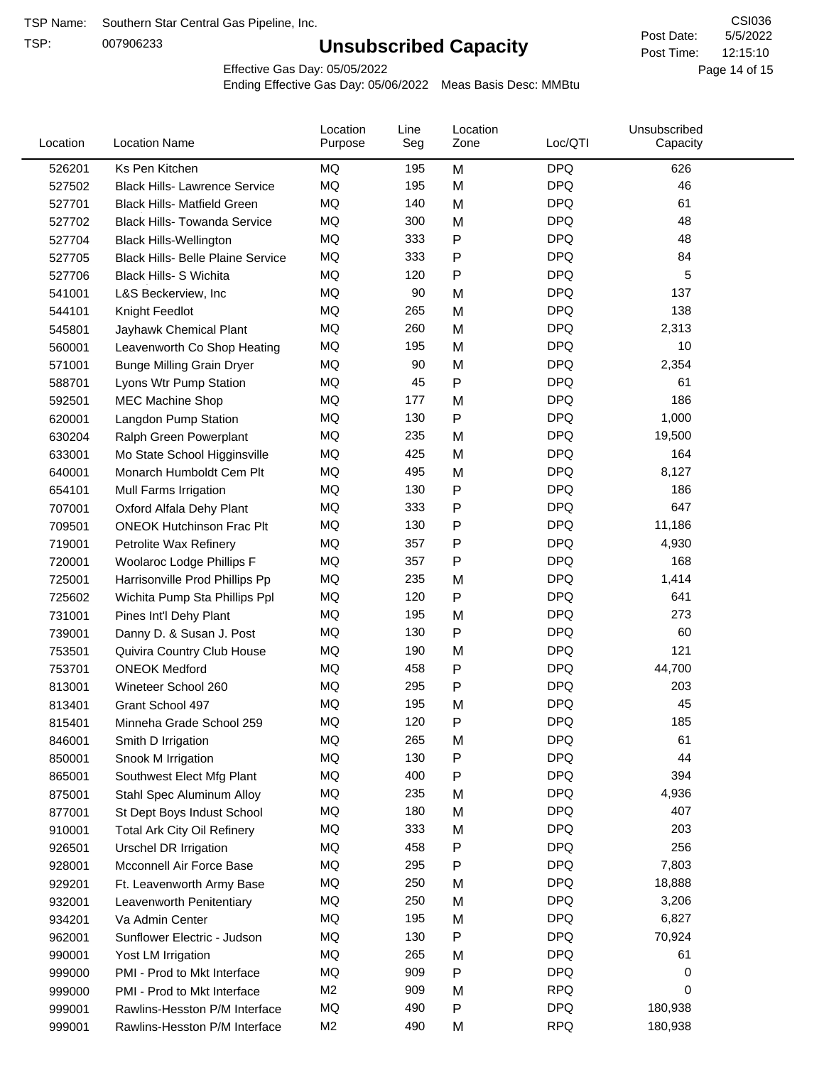TSP Name: Southern Star Central Gas Pipeline, Inc.

TSP: 007906233

# Unsubscribed Capacity

CSI036

Post Date: 5/5/2022

Post Time: 12:15:10

Effective Gas Day: 05/05/2022

Ending Effective Gas Day: 05/06/2022 Meas Basis Desc: MMBtu

| Location | Location Name | Location Purpose | Line Seg | Location Zone | Loc/QTI | Unsubscribed Capacity |
|---|---|---|---|---|---|---|
| 526201 | Ks Pen Kitchen | MQ | 195 | M | DPQ | 626 |
| 527502 | Black Hills- Lawrence Service | MQ | 195 | M | DPQ | 46 |
| 527701 | Black Hills- Matfield Green | MQ | 140 | M | DPQ | 61 |
| 527702 | Black Hills- Towanda Service | MQ | 300 | M | DPQ | 48 |
| 527704 | Black Hills-Wellington | MQ | 333 | P | DPQ | 48 |
| 527705 | Black Hills- Belle Plaine Service | MQ | 333 | P | DPQ | 84 |
| 527706 | Black Hills- S Wichita | MQ | 120 | P | DPQ | 5 |
| 541001 | L&S Beckerview, Inc | MQ | 90 | M | DPQ | 137 |
| 544101 | Knight Feedlot | MQ | 265 | M | DPQ | 138 |
| 545801 | Jayhawk Chemical Plant | MQ | 260 | M | DPQ | 2,313 |
| 560001 | Leavenworth Co Shop Heating | MQ | 195 | M | DPQ | 10 |
| 571001 | Bunge Milling Grain Dryer | MQ | 90 | M | DPQ | 2,354 |
| 588701 | Lyons Wtr Pump Station | MQ | 45 | P | DPQ | 61 |
| 592501 | MEC Machine Shop | MQ | 177 | M | DPQ | 186 |
| 620001 | Langdon Pump Station | MQ | 130 | P | DPQ | 1,000 |
| 630204 | Ralph Green Powerplant | MQ | 235 | M | DPQ | 19,500 |
| 633001 | Mo State School Higginsville | MQ | 425 | M | DPQ | 164 |
| 640001 | Monarch Humboldt Cem Plt | MQ | 495 | M | DPQ | 8,127 |
| 654101 | Mull Farms Irrigation | MQ | 130 | P | DPQ | 186 |
| 707001 | Oxford Alfala Dehy Plant | MQ | 333 | P | DPQ | 647 |
| 709501 | ONEOK Hutchinson Frac Plt | MQ | 130 | P | DPQ | 11,186 |
| 719001 | Petrolite Wax Refinery | MQ | 357 | P | DPQ | 4,930 |
| 720001 | Woolaroc Lodge Phillips F | MQ | 357 | P | DPQ | 168 |
| 725001 | Harrisonville Prod Phillips Pp | MQ | 235 | M | DPQ | 1,414 |
| 725602 | Wichita Pump Sta Phillips Ppl | MQ | 120 | P | DPQ | 641 |
| 731001 | Pines Int'l Dehy Plant | MQ | 195 | M | DPQ | 273 |
| 739001 | Danny D. & Susan J. Post | MQ | 130 | P | DPQ | 60 |
| 753501 | Quivira Country Club House | MQ | 190 | M | DPQ | 121 |
| 753701 | ONEOK Medford | MQ | 458 | P | DPQ | 44,700 |
| 813001 | Wineteer School 260 | MQ | 295 | P | DPQ | 203 |
| 813401 | Grant School 497 | MQ | 195 | M | DPQ | 45 |
| 815401 | Minneha Grade School 259 | MQ | 120 | P | DPQ | 185 |
| 846001 | Smith D Irrigation | MQ | 265 | M | DPQ | 61 |
| 850001 | Snook M Irrigation | MQ | 130 | P | DPQ | 44 |
| 865001 | Southwest Elect Mfg Plant | MQ | 400 | P | DPQ | 394 |
| 875001 | Stahl Spec Aluminum Alloy | MQ | 235 | M | DPQ | 4,936 |
| 877001 | St Dept Boys Indust School | MQ | 180 | M | DPQ | 407 |
| 910001 | Total Ark City Oil Refinery | MQ | 333 | M | DPQ | 203 |
| 926501 | Urschel DR Irrigation | MQ | 458 | P | DPQ | 256 |
| 928001 | Mcconnell Air Force Base | MQ | 295 | P | DPQ | 7,803 |
| 929201 | Ft. Leavenworth Army Base | MQ | 250 | M | DPQ | 18,888 |
| 932001 | Leavenworth Penitentiary | MQ | 250 | M | DPQ | 3,206 |
| 934201 | Va Admin Center | MQ | 195 | M | DPQ | 6,827 |
| 962001 | Sunflower Electric - Judson | MQ | 130 | P | DPQ | 70,924 |
| 990001 | Yost LM Irrigation | MQ | 265 | M | DPQ | 61 |
| 999000 | PMI - Prod to Mkt Interface | MQ | 909 | P | DPQ | 0 |
| 999000 | PMI - Prod to Mkt Interface | M2 | 909 | M | RPQ | 0 |
| 999001 | Rawlins-Hesston P/M Interface | MQ | 490 | P | DPQ | 180,938 |
| 999001 | Rawlins-Hesston P/M Interface | M2 | 490 | M | RPQ | 180,938 |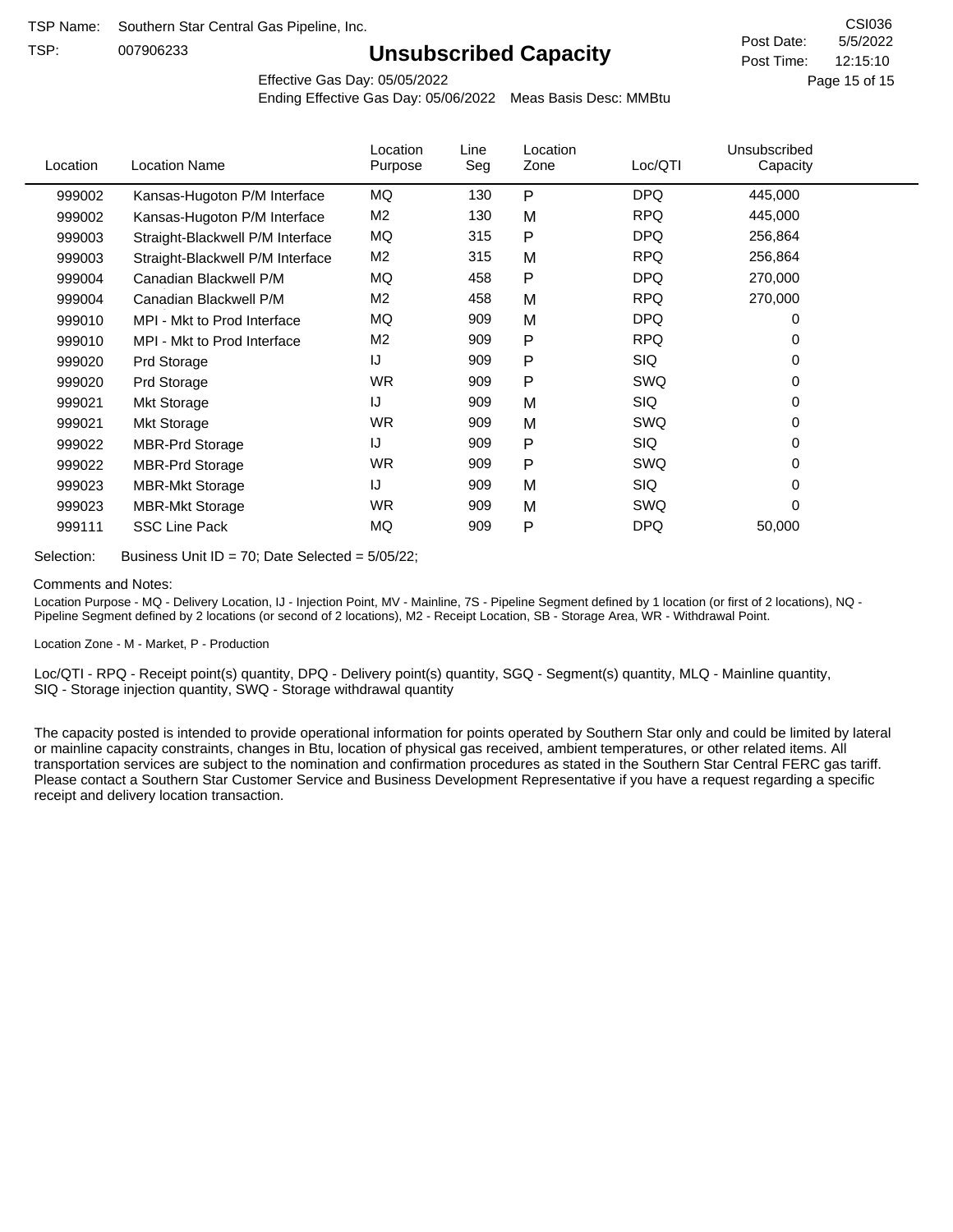TSP Name: Southern Star Central Gas Pipeline, Inc.
TSP: 007906233

# Unsubscribed Capacity

CSI036
Post Date: 5/5/2022
Post Time: 12:15:10

Effective Gas Day: 05/05/2022
Ending Effective Gas Day: 05/06/2022 Meas Basis Desc: MMBtu

| Location | Location Name | Location Purpose | Line Seg | Location Zone | Loc/QTI | Unsubscribed Capacity |
|---|---|---|---|---|---|---|
| 999002 | Kansas-Hugoton P/M Interface | MQ | 130 | P | DPQ | 445,000 |
| 999002 | Kansas-Hugoton P/M Interface | M2 | 130 | M | RPQ | 445,000 |
| 999003 | Straight-Blackwell P/M Interface | MQ | 315 | P | DPQ | 256,864 |
| 999003 | Straight-Blackwell P/M Interface | M2 | 315 | M | RPQ | 256,864 |
| 999004 | Canadian Blackwell P/M | MQ | 458 | P | DPQ | 270,000 |
| 999004 | Canadian Blackwell P/M | M2 | 458 | M | RPQ | 270,000 |
| 999010 | MPI - Mkt to Prod Interface | MQ | 909 | M | DPQ | 0 |
| 999010 | MPI - Mkt to Prod Interface | M2 | 909 | P | RPQ | 0 |
| 999020 | Prd Storage | IJ | 909 | P | SIQ | 0 |
| 999020 | Prd Storage | WR | 909 | P | SWQ | 0 |
| 999021 | Mkt Storage | IJ | 909 | M | SIQ | 0 |
| 999021 | Mkt Storage | WR | 909 | M | SWQ | 0 |
| 999022 | MBR-Prd Storage | IJ | 909 | P | SIQ | 0 |
| 999022 | MBR-Prd Storage | WR | 909 | P | SWQ | 0 |
| 999023 | MBR-Mkt Storage | IJ | 909 | M | SIQ | 0 |
| 999023 | MBR-Mkt Storage | WR | 909 | M | SWQ | 0 |
| 999111 | SSC Line Pack | MQ | 909 | P | DPQ | 50,000 |

Selection: Business Unit ID = 70; Date Selected = 5/05/22;

Comments and Notes:

Location Purpose - MQ - Delivery Location, IJ - Injection Point, MV - Mainline, 7S - Pipeline Segment defined by 1 location (or first of 2 locations), NQ - Pipeline Segment defined by 2 locations (or second of 2 locations), M2 - Receipt Location, SB - Storage Area, WR - Withdrawal Point.

Location Zone - M - Market, P - Production

Loc/QTI - RPQ - Receipt point(s) quantity, DPQ - Delivery point(s) quantity, SGQ - Segment(s) quantity, MLQ - Mainline quantity, SIQ - Storage injection quantity, SWQ - Storage withdrawal quantity

The capacity posted is intended to provide operational information for points operated by Southern Star only and could be limited by lateral or mainline capacity constraints, changes in Btu, location of physical gas received, ambient temperatures, or other related items. All transportation services are subject to the nomination and confirmation procedures as stated in the Southern Star Central FERC gas tariff. Please contact a Southern Star Customer Service and Business Development Representative if you have a request regarding a specific receipt and delivery location transaction.